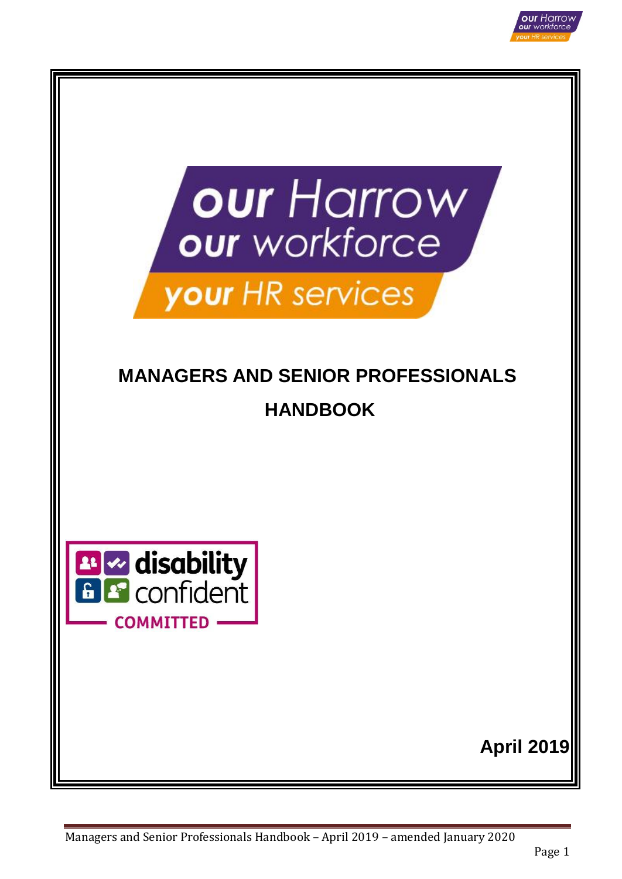our Harrow
our workforce
your HR services

# MANAGERS AND SENIOR PROFESSIONALS HANDBOOK

disability confident COMMITTED

**April 2019**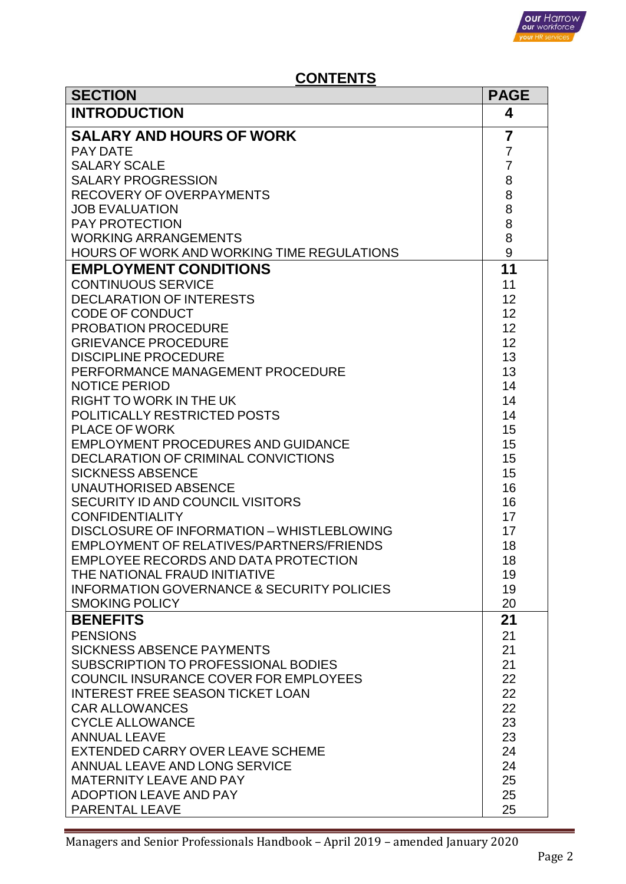## CONTENTS

| SECTION | PAGE |
|---|---|
| **INTRODUCTION** | **4** |
| **SALARY AND HOURS OF WORK** | **7** |
| PAY DATE | 7 |
| SALARY SCALE | 7 |
| SALARY PROGRESSION | 8 |
| RECOVERY OF OVERPAYMENTS | 8 |
| JOB EVALUATION | 8 |
| PAY PROTECTION | 8 |
| WORKING ARRANGEMENTS | 8 |
| HOURS OF WORK AND WORKING TIME REGULATIONS | 9 |
| **EMPLOYMENT CONDITIONS** | **11** |
| CONTINUOUS SERVICE | 11 |
| DECLARATION OF INTERESTS | 12 |
| CODE OF CONDUCT | 12 |
| PROBATION PROCEDURE | 12 |
| GRIEVANCE PROCEDURE | 12 |
| DISCIPLINE PROCEDURE | 13 |
| PERFORMANCE MANAGEMENT PROCEDURE | 13 |
| NOTICE PERIOD | 14 |
| RIGHT TO WORK IN THE UK | 14 |
| POLITICALLY RESTRICTED POSTS | 14 |
| PLACE OF WORK | 15 |
| EMPLOYMENT PROCEDURES AND GUIDANCE | 15 |
| DECLARATION OF CRIMINAL CONVICTIONS | 15 |
| SICKNESS ABSENCE | 15 |
| UNAUTHORISED ABSENCE | 16 |
| SECURITY ID AND COUNCIL VISITORS | 16 |
| CONFIDENTIALITY | 17 |
| DISCLOSURE OF INFORMATION – WHISTLEBLOWING | 17 |
| EMPLOYMENT OF RELATIVES/PARTNERS/FRIENDS | 18 |
| EMPLOYEE RECORDS AND DATA PROTECTION | 18 |
| THE NATIONAL FRAUD INITIATIVE | 19 |
| INFORMATION GOVERNANCE & SECURITY POLICIES | 19 |
| SMOKING POLICY | 20 |
| **BENEFITS** | **21** |
| PENSIONS | 21 |
| SICKNESS ABSENCE PAYMENTS | 21 |
| SUBSCRIPTION TO PROFESSIONAL BODIES | 21 |
| COUNCIL INSURANCE COVER FOR EMPLOYEES | 22 |
| INTEREST FREE SEASON TICKET LOAN | 22 |
| CAR ALLOWANCES | 22 |
| CYCLE ALLOWANCE | 23 |
| ANNUAL LEAVE | 23 |
| EXTENDED CARRY OVER LEAVE SCHEME | 24 |
| ANNUAL LEAVE AND LONG SERVICE | 24 |
| MATERNITY LEAVE AND PAY | 25 |
| ADOPTION LEAVE AND PAY | 25 |
| PARENTAL LEAVE | 25 |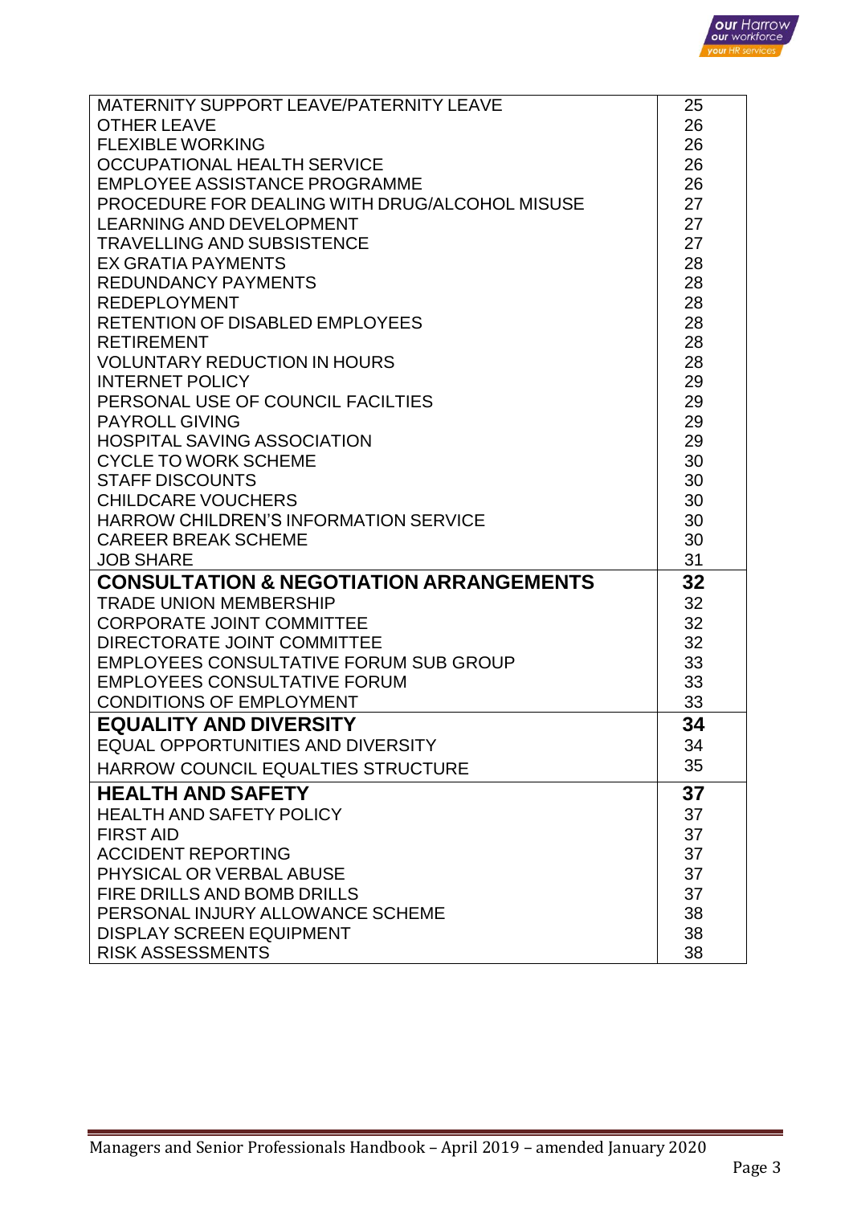| | |
|---|---|
| MATERNITY SUPPORT LEAVE/PATERNITY LEAVE | 25 |
| OTHER LEAVE | 26 |
| FLEXIBLE WORKING | 26 |
| OCCUPATIONAL HEALTH SERVICE | 26 |
| EMPLOYEE ASSISTANCE PROGRAMME | 26 |
| PROCEDURE FOR DEALING WITH DRUG/ALCOHOL MISUSE | 27 |
| LEARNING AND DEVELOPMENT | 27 |
| TRAVELLING AND SUBSISTENCE | 27 |
| EX GRATIA PAYMENTS | 28 |
| REDUNDANCY PAYMENTS | 28 |
| REDEPLOYMENT | 28 |
| RETENTION OF DISABLED EMPLOYEES | 28 |
| RETIREMENT | 28 |
| VOLUNTARY REDUCTION IN HOURS | 28 |
| INTERNET POLICY | 29 |
| PERSONAL USE OF COUNCIL FACILTIES | 29 |
| PAYROLL GIVING | 29 |
| HOSPITAL SAVING ASSOCIATION | 29 |
| CYCLE TO WORK SCHEME | 30 |
| STAFF DISCOUNTS | 30 |
| CHILDCARE VOUCHERS | 30 |
| HARROW CHILDREN'S INFORMATION SERVICE | 30 |
| CAREER BREAK SCHEME | 30 |
| JOB SHARE | 31 |
| **CONSULTATION & NEGOTIATION ARRANGEMENTS** | **32** |
| TRADE UNION MEMBERSHIP | 32 |
| CORPORATE JOINT COMMITTEE | 32 |
| DIRECTORATE JOINT COMMITTEE | 32 |
| EMPLOYEES CONSULTATIVE FORUM SUB GROUP | 33 |
| EMPLOYEES CONSULTATIVE FORUM | 33 |
| CONDITIONS OF EMPLOYMENT | 33 |
| **EQUALITY AND DIVERSITY** | **34** |
| EQUAL OPPORTUNITIES AND DIVERSITY | 34 |
| HARROW COUNCIL EQUALTIES STRUCTURE | 35 |
| **HEALTH AND SAFETY** | **37** |
| HEALTH AND SAFETY POLICY | 37 |
| FIRST AID | 37 |
| ACCIDENT REPORTING | 37 |
| PHYSICAL OR VERBAL ABUSE | 37 |
| FIRE DRILLS AND BOMB DRILLS | 37 |
| PERSONAL INJURY ALLOWANCE SCHEME | 38 |
| DISPLAY SCREEN EQUIPMENT | 38 |
| RISK ASSESSMENTS | 38 |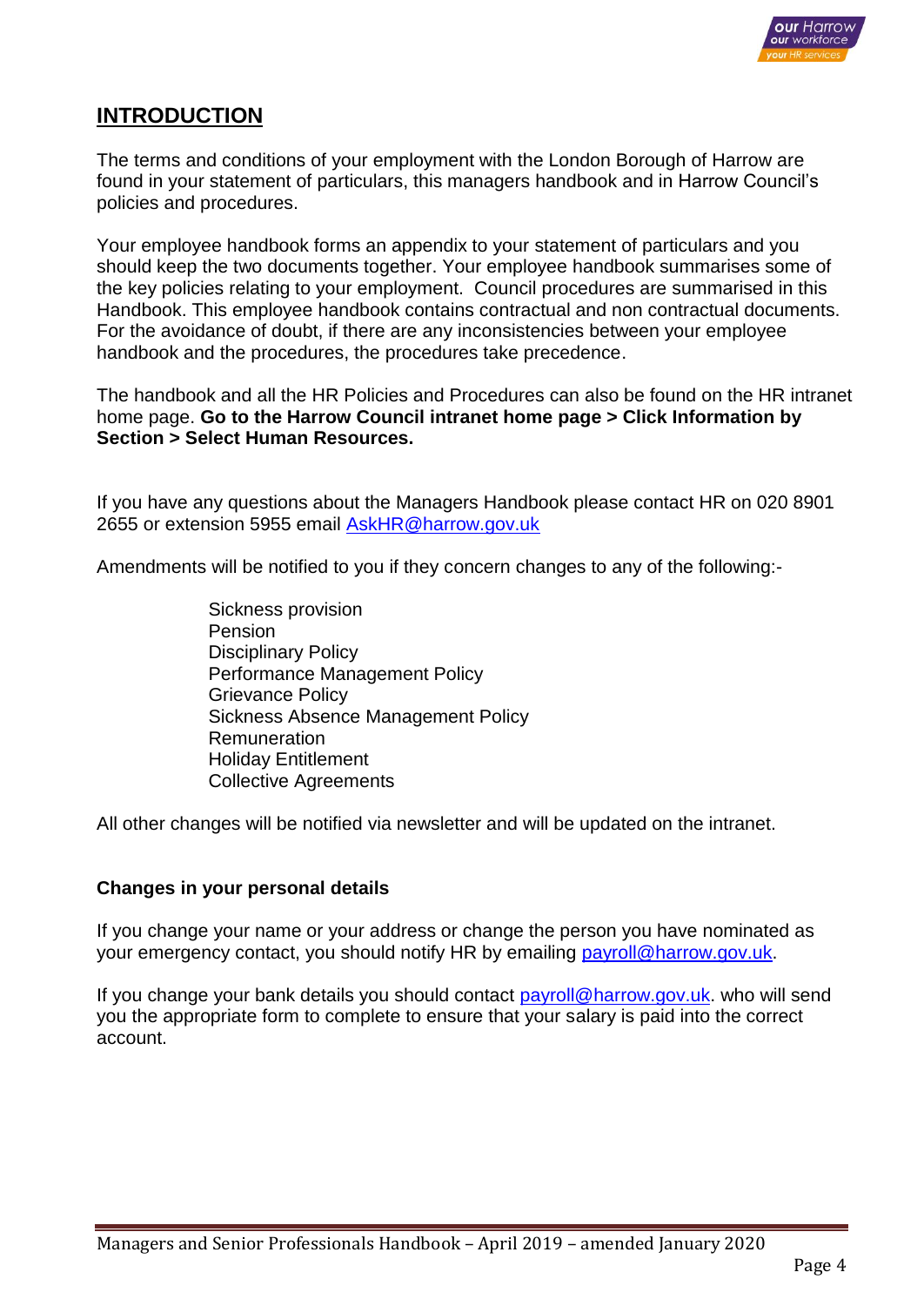## INTRODUCTION

The terms and conditions of your employment with the London Borough of Harrow are found in your statement of particulars, this managers handbook and in Harrow Council's policies and procedures.

Your employee handbook forms an appendix to your statement of particulars and you should keep the two documents together. Your employee handbook summarises some of the key policies relating to your employment. Council procedures are summarised in this Handbook. This employee handbook contains contractual and non contractual documents. For the avoidance of doubt, if there are any inconsistencies between your employee handbook and the procedures, the procedures take precedence.

The handbook and all the HR Policies and Procedures can also be found on the HR intranet home page. **Go to the Harrow Council intranet home page > Click Information by Section > Select Human Resources.**

If you have any questions about the Managers Handbook please contact HR on 020 8901 2655 or extension 5955 email AskHR@harrow.gov.uk

Amendments will be notified to you if they concern changes to any of the following:-

- Sickness provision
- Pension
- Disciplinary Policy
- Performance Management Policy
- Grievance Policy
- Sickness Absence Management Policy
- Remuneration
- Holiday Entitlement
- Collective Agreements

All other changes will be notified via newsletter and will be updated on the intranet.

**Changes in your personal details**

If you change your name or your address or change the person you have nominated as your emergency contact, you should notify HR by emailing payroll@harrow.gov.uk.

If you change your bank details you should contact payroll@harrow.gov.uk. who will send you the appropriate form to complete to ensure that your salary is paid into the correct account.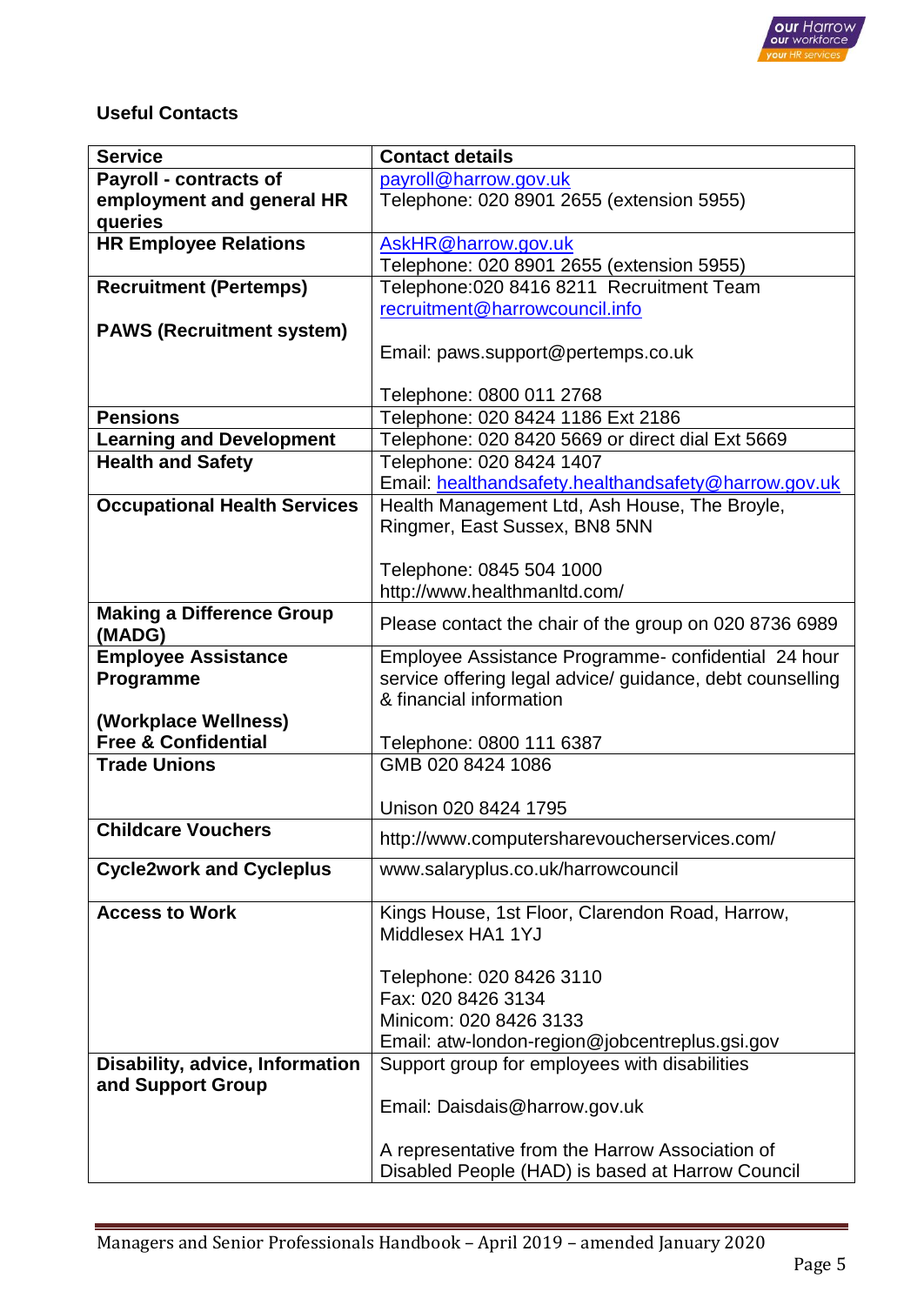**Useful Contacts**

| Service | Contact details |
|---|---|
| **Payroll - contracts of employment and general HR queries** | payroll@harrow.gov.uk<br>Telephone: 020 8901 2655 (extension 5955) |
| **HR Employee Relations** | AskHR@harrow.gov.uk<br>Telephone: 020 8901 2655 (extension 5955) |
| **Recruitment (Pertemps)**<br><br>**PAWS (Recruitment system)** | Telephone:020 8416 8211 Recruitment Team<br>recruitment@harrowcouncil.info<br><br>Email: paws.support@pertemps.co.uk<br><br>Telephone: 0800 011 2768 |
| **Pensions** | Telephone: 020 8424 1186 Ext 2186 |
| **Learning and Development** | Telephone: 020 8420 5669 or direct dial Ext 5669 |
| **Health and Safety** | Telephone: 020 8424 1407<br>Email: healthandsafety.healthandsafety@harrow.gov.uk |
| **Occupational Health Services** | Health Management Ltd, Ash House, The Broyle, Ringmer, East Sussex, BN8 5NN<br><br>Telephone: 0845 504 1000<br>http://www.healthmanltd.com/ |
| **Making a Difference Group (MADG)** | Please contact the chair of the group on 020 8736 6989 |
| **Employee Assistance Programme**<br><br>**(Workplace Wellness)**<br>**Free & Confidential** | Employee Assistance Programme- confidential 24 hour service offering legal advice/ guidance, debt counselling & financial information<br><br>Telephone: 0800 111 6387 |
| **Trade Unions** | GMB 020 8424 1086<br><br>Unison 020 8424 1795 |
| **Childcare Vouchers** | http://www.computersharevoucherservices.com/ |
| **Cycle2work and Cycleplus** | www.salaryplus.co.uk/harrowcouncil |
| **Access to Work** | Kings House, 1st Floor, Clarendon Road, Harrow, Middlesex HA1 1YJ<br><br>Telephone: 020 8426 3110<br>Fax: 020 8426 3134<br>Minicom: 020 8426 3133<br>Email: atw-london-region@jobcentreplus.gsi.gov |
| **Disability, advice, Information and Support Group** | Support group for employees with disabilities<br><br>Email: Daisdais@harrow.gov.uk<br><br>A representative from the Harrow Association of Disabled People (HAD) is based at Harrow Council |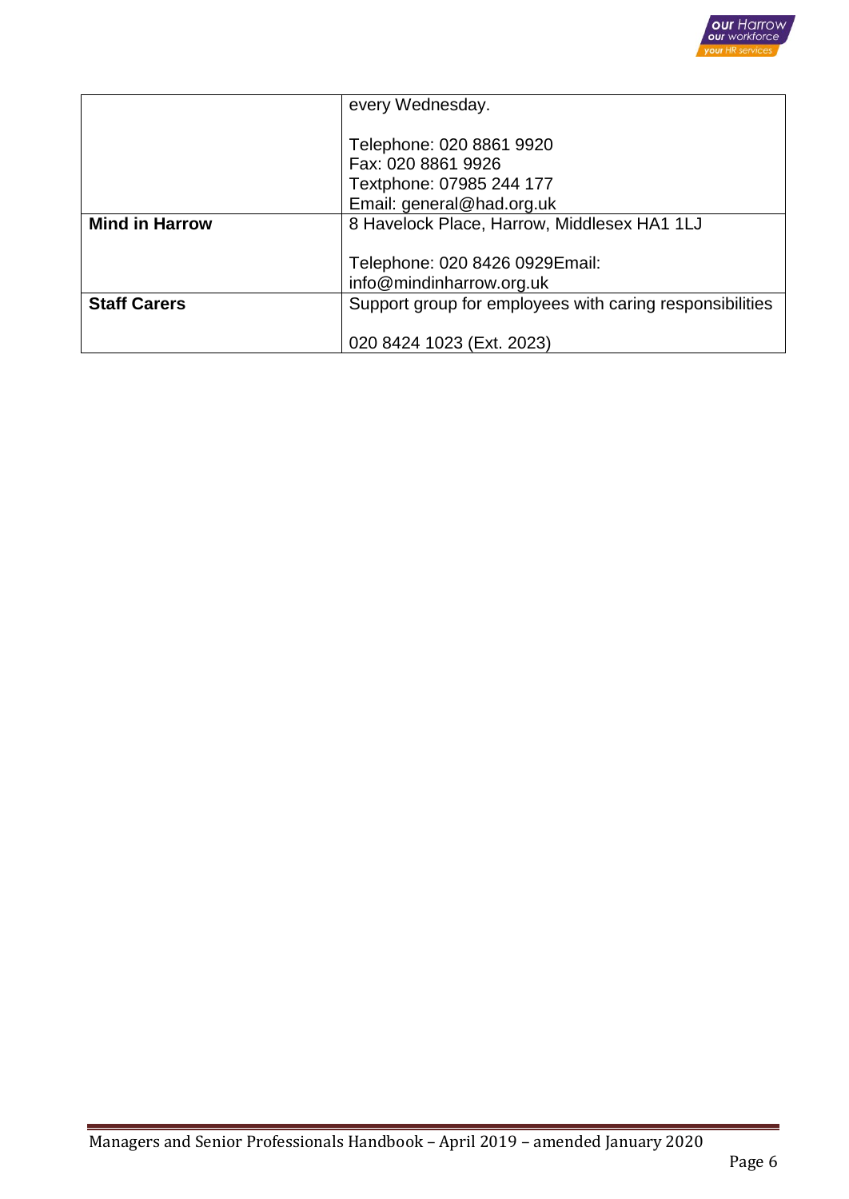| | |
|---|---|
| | every Wednesday.<br><br>Telephone: 020 8861 9920<br>Fax: 020 8861 9926<br>Textphone: 07985 244 177<br>Email: general@had.org.uk |
| **Mind in Harrow** | 8 Havelock Place, Harrow, Middlesex HA1 1LJ<br><br>Telephone: 020 8426 0929Email: info@mindinharrow.org.uk |
| **Staff Carers** | Support group for employees with caring responsibilities<br><br>020 8424 1023 (Ext. 2023) |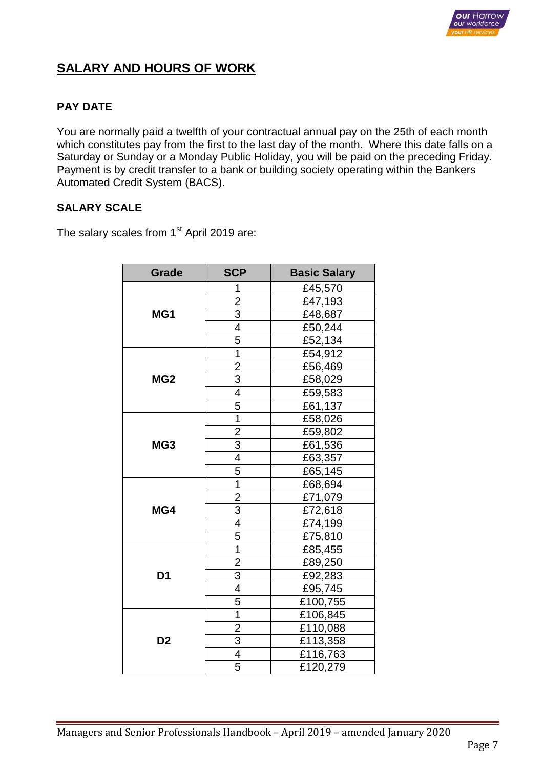## SALARY AND HOURS OF WORK

### PAY DATE

You are normally paid a twelfth of your contractual annual pay on the 25th of each month which constitutes pay from the first to the last day of the month. Where this date falls on a Saturday or Sunday or a Monday Public Holiday, you will be paid on the preceding Friday. Payment is by credit transfer to a bank or building society operating within the Bankers Automated Credit System (BACS).

### SALARY SCALE

The salary scales from 1st April 2019 are:

| Grade | SCP | Basic Salary |
|---|---|---|
| MG1 | 1 | £45,570 |
| | 2 | £47,193 |
| | 3 | £48,687 |
| | 4 | £50,244 |
| | 5 | £52,134 |
| MG2 | 1 | £54,912 |
| | 2 | £56,469 |
| | 3 | £58,029 |
| | 4 | £59,583 |
| | 5 | £61,137 |
| MG3 | 1 | £58,026 |
| | 2 | £59,802 |
| | 3 | £61,536 |
| | 4 | £63,357 |
| | 5 | £65,145 |
| MG4 | 1 | £68,694 |
| | 2 | £71,079 |
| | 3 | £72,618 |
| | 4 | £74,199 |
| | 5 | £75,810 |
| D1 | 1 | £85,455 |
| | 2 | £89,250 |
| | 3 | £92,283 |
| | 4 | £95,745 |
| | 5 | £100,755 |
| D2 | 1 | £106,845 |
| | 2 | £110,088 |
| | 3 | £113,358 |
| | 4 | £116,763 |
| | 5 | £120,279 |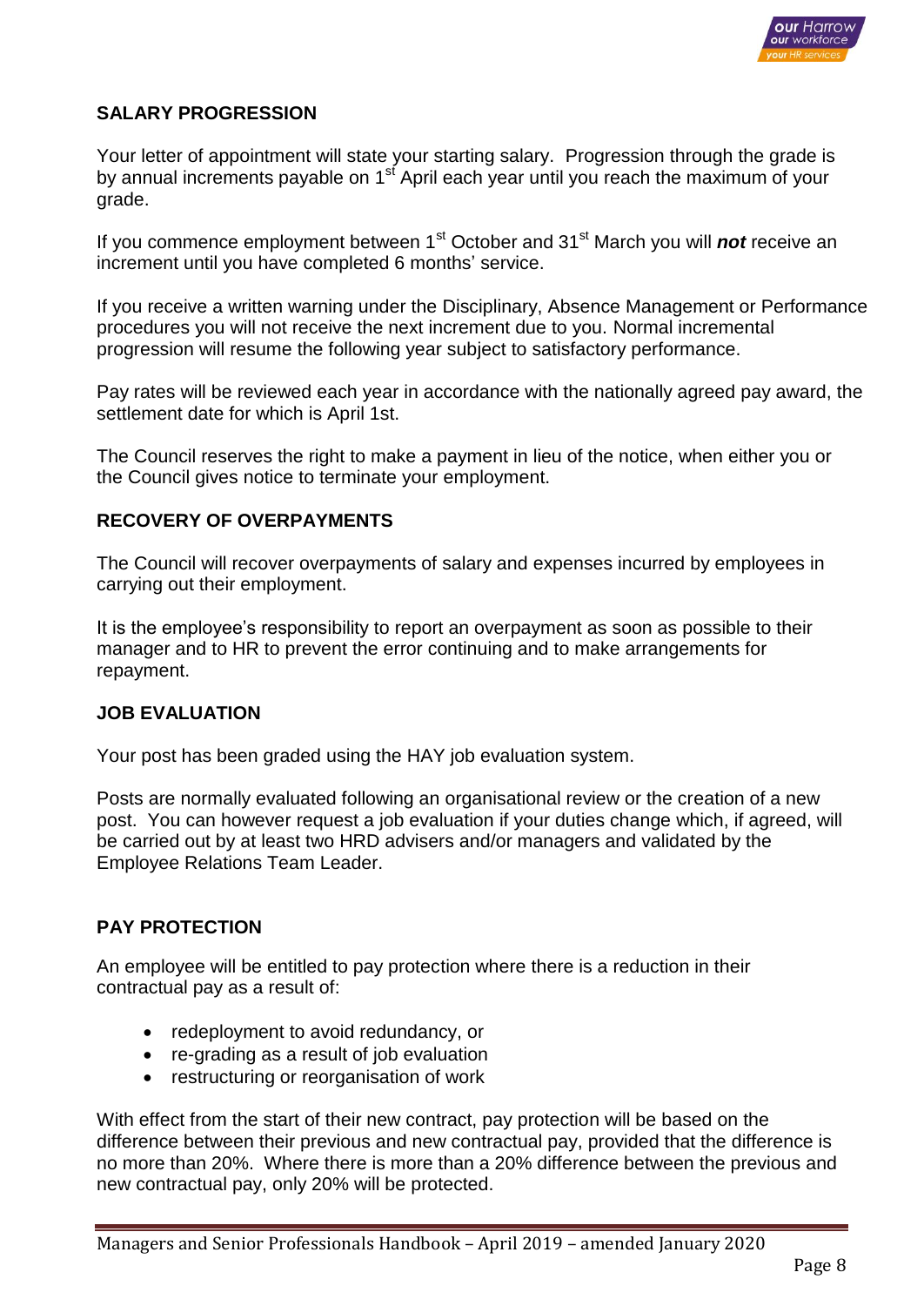## SALARY PROGRESSION

Your letter of appointment will state your starting salary. Progression through the grade is by annual increments payable on 1st April each year until you reach the maximum of your grade.

If you commence employment between 1st October and 31st March you will ***not*** receive an increment until you have completed 6 months' service.

If you receive a written warning under the Disciplinary, Absence Management or Performance procedures you will not receive the next increment due to you. Normal incremental progression will resume the following year subject to satisfactory performance.

Pay rates will be reviewed each year in accordance with the nationally agreed pay award, the settlement date for which is April 1st.

The Council reserves the right to make a payment in lieu of the notice, when either you or the Council gives notice to terminate your employment.

## RECOVERY OF OVERPAYMENTS

The Council will recover overpayments of salary and expenses incurred by employees in carrying out their employment.

It is the employee's responsibility to report an overpayment as soon as possible to their manager and to HR to prevent the error continuing and to make arrangements for repayment.

## JOB EVALUATION

Your post has been graded using the HAY job evaluation system.

Posts are normally evaluated following an organisational review or the creation of a new post. You can however request a job evaluation if your duties change which, if agreed, will be carried out by at least two HRD advisers and/or managers and validated by the Employee Relations Team Leader.

## PAY PROTECTION

An employee will be entitled to pay protection where there is a reduction in their contractual pay as a result of:

- redeployment to avoid redundancy, or
- re-grading as a result of job evaluation
- restructuring or reorganisation of work

With effect from the start of their new contract, pay protection will be based on the difference between their previous and new contractual pay, provided that the difference is no more than 20%. Where there is more than a 20% difference between the previous and new contractual pay, only 20% will be protected.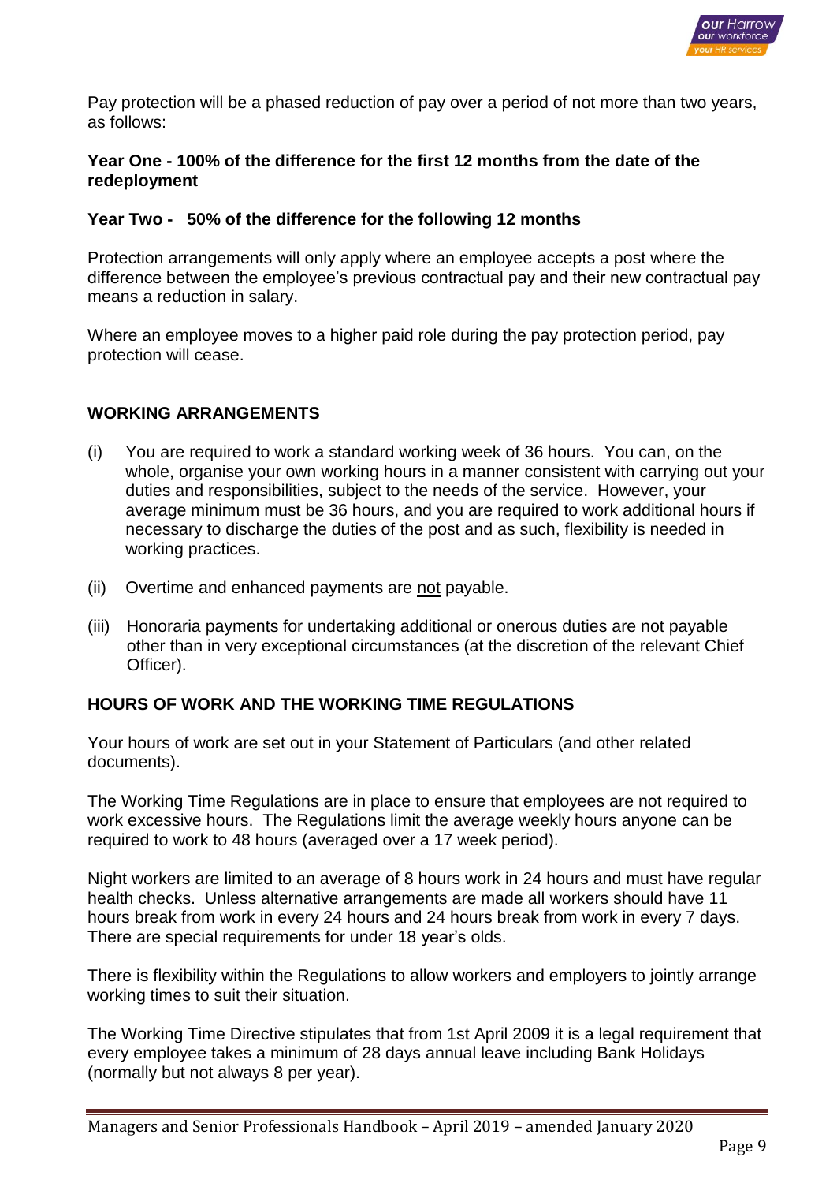Pay protection will be a phased reduction of pay over a period of not more than two years, as follows:

**Year One - 100% of the difference for the first 12 months from the date of the redeployment**

**Year Two - 50% of the difference for the following 12 months**

Protection arrangements will only apply where an employee accepts a post where the difference between the employee's previous contractual pay and their new contractual pay means a reduction in salary.

Where an employee moves to a higher paid role during the pay protection period, pay protection will cease.

## WORKING ARRANGEMENTS

(i) You are required to work a standard working week of 36 hours. You can, on the whole, organise your own working hours in a manner consistent with carrying out your duties and responsibilities, subject to the needs of the service. However, your average minimum must be 36 hours, and you are required to work additional hours if necessary to discharge the duties of the post and as such, flexibility is needed in working practices.

(ii) Overtime and enhanced payments are <u>not</u> payable.

(iii) Honoraria payments for undertaking additional or onerous duties are not payable other than in very exceptional circumstances (at the discretion of the relevant Chief Officer).

## HOURS OF WORK AND THE WORKING TIME REGULATIONS

Your hours of work are set out in your Statement of Particulars (and other related documents).

The Working Time Regulations are in place to ensure that employees are not required to work excessive hours. The Regulations limit the average weekly hours anyone can be required to work to 48 hours (averaged over a 17 week period).

Night workers are limited to an average of 8 hours work in 24 hours and must have regular health checks. Unless alternative arrangements are made all workers should have 11 hours break from work in every 24 hours and 24 hours break from work in every 7 days. There are special requirements for under 18 year's olds.

There is flexibility within the Regulations to allow workers and employers to jointly arrange working times to suit their situation.

The Working Time Directive stipulates that from 1st April 2009 it is a legal requirement that every employee takes a minimum of 28 days annual leave including Bank Holidays (normally but not always 8 per year).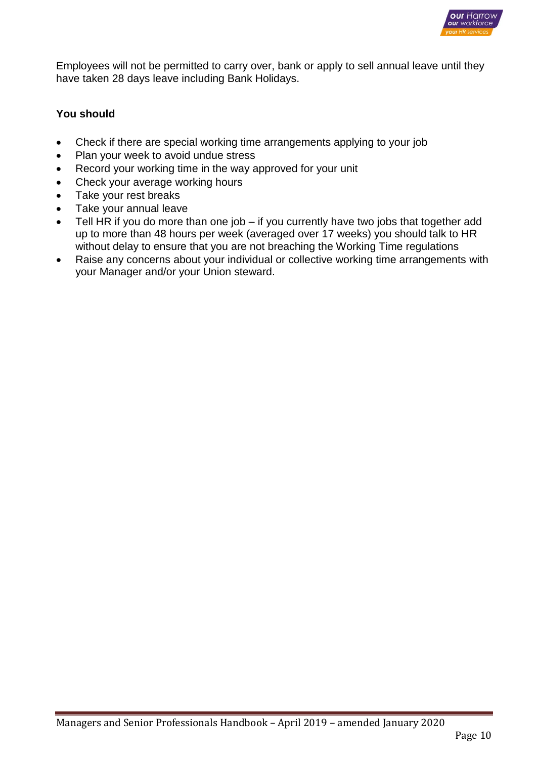Employees will not be permitted to carry over, bank or apply to sell annual leave until they have taken 28 days leave including Bank Holidays.

**You should**

- Check if there are special working time arrangements applying to your job
- Plan your week to avoid undue stress
- Record your working time in the way approved for your unit
- Check your average working hours
- Take your rest breaks
- Take your annual leave
- Tell HR if you do more than one job – if you currently have two jobs that together add up to more than 48 hours per week (averaged over 17 weeks) you should talk to HR without delay to ensure that you are not breaching the Working Time regulations
- Raise any concerns about your individual or collective working time arrangements with your Manager and/or your Union steward.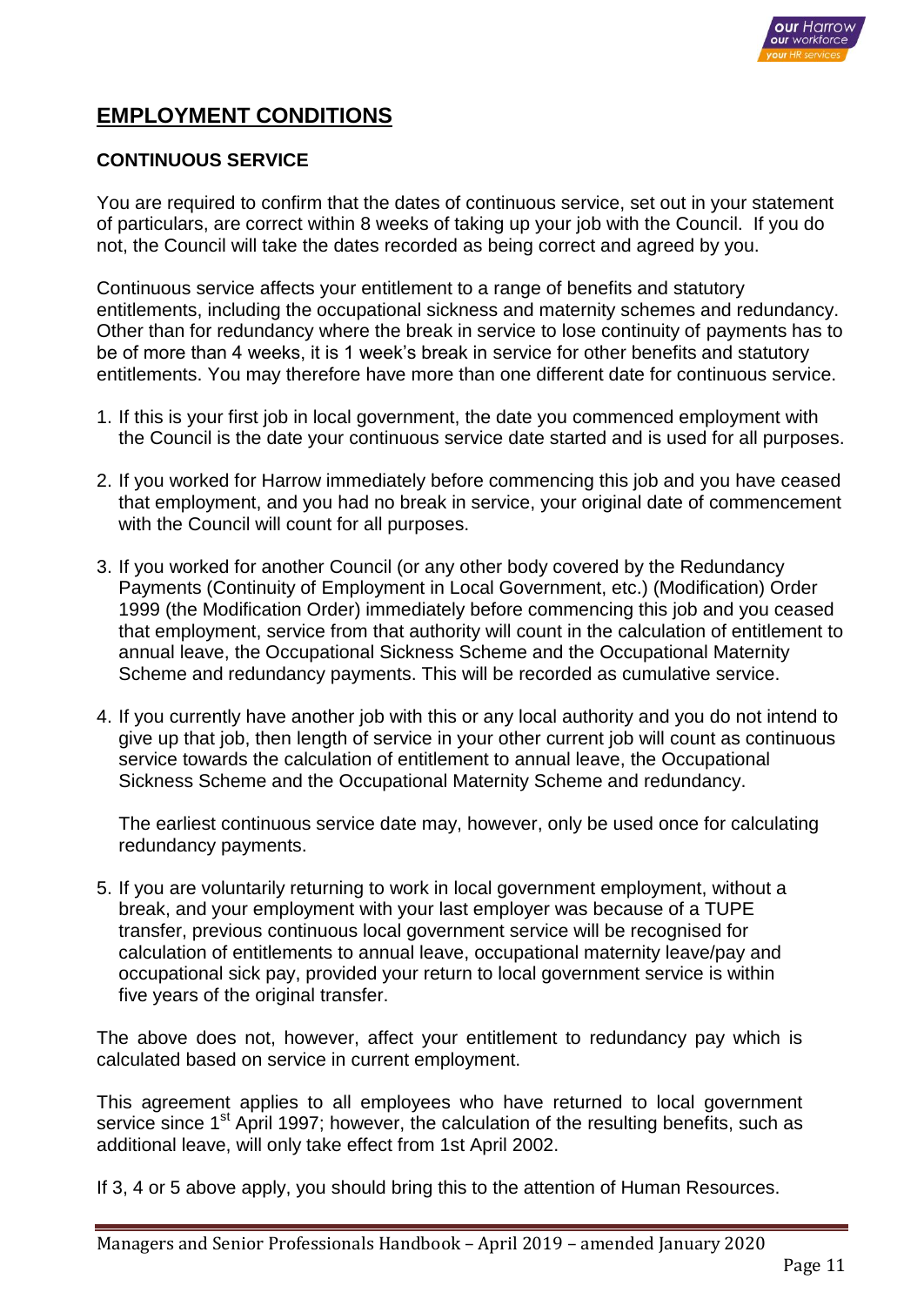## EMPLOYMENT CONDITIONS

### CONTINUOUS SERVICE

You are required to confirm that the dates of continuous service, set out in your statement of particulars, are correct within 8 weeks of taking up your job with the Council. If you do not, the Council will take the dates recorded as being correct and agreed by you.

Continuous service affects your entitlement to a range of benefits and statutory entitlements, including the occupational sickness and maternity schemes and redundancy. Other than for redundancy where the break in service to lose continuity of payments has to be of more than 4 weeks, it is 1 week's break in service for other benefits and statutory entitlements. You may therefore have more than one different date for continuous service.

1. If this is your first job in local government, the date you commenced employment with the Council is the date your continuous service date started and is used for all purposes.

2. If you worked for Harrow immediately before commencing this job and you have ceased that employment, and you had no break in service, your original date of commencement with the Council will count for all purposes.

3. If you worked for another Council (or any other body covered by the Redundancy Payments (Continuity of Employment in Local Government, etc.) (Modification) Order 1999 (the Modification Order) immediately before commencing this job and you ceased that employment, service from that authority will count in the calculation of entitlement to annual leave, the Occupational Sickness Scheme and the Occupational Maternity Scheme and redundancy payments. This will be recorded as cumulative service.

4. If you currently have another job with this or any local authority and you do not intend to give up that job, then length of service in your other current job will count as continuous service towards the calculation of entitlement to annual leave, the Occupational Sickness Scheme and the Occupational Maternity Scheme and redundancy.

   The earliest continuous service date may, however, only be used once for calculating redundancy payments.

5. If you are voluntarily returning to work in local government employment, without a break, and your employment with your last employer was because of a TUPE transfer, previous continuous local government service will be recognised for calculation of entitlements to annual leave, occupational maternity leave/pay and occupational sick pay, provided your return to local government service is within five years of the original transfer.

The above does not, however, affect your entitlement to redundancy pay which is calculated based on service in current employment.

This agreement applies to all employees who have returned to local government service since 1st April 1997; however, the calculation of the resulting benefits, such as additional leave, will only take effect from 1st April 2002.

If 3, 4 or 5 above apply, you should bring this to the attention of Human Resources.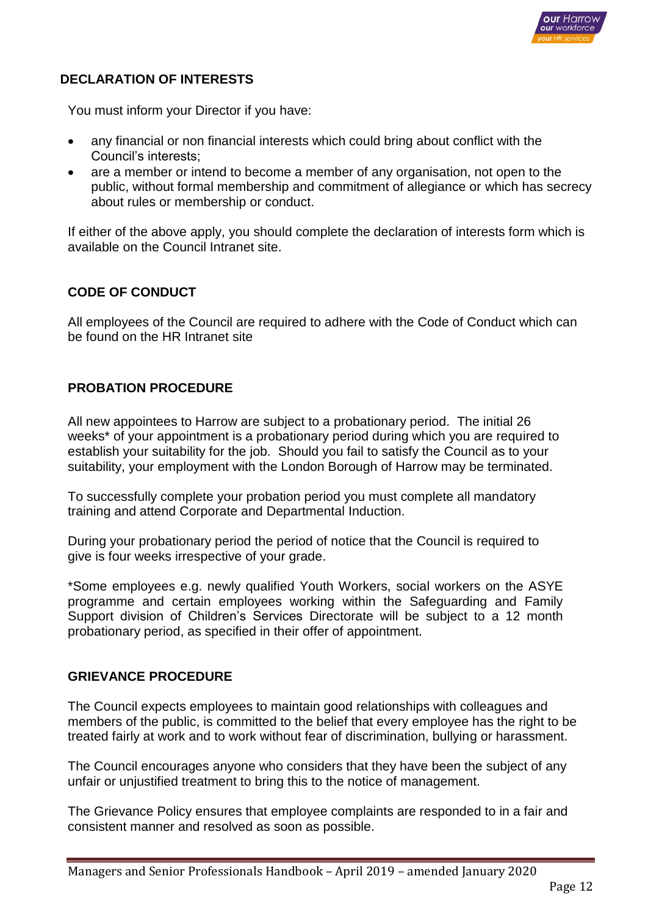## DECLARATION OF INTERESTS

You must inform your Director if you have:

- any financial or non financial interests which could bring about conflict with the Council's interests;
- are a member or intend to become a member of any organisation, not open to the public, without formal membership and commitment of allegiance or which has secrecy about rules or membership or conduct.

If either of the above apply, you should complete the declaration of interests form which is available on the Council Intranet site.

## CODE OF CONDUCT

All employees of the Council are required to adhere with the Code of Conduct which can be found on the HR Intranet site

## PROBATION PROCEDURE

All new appointees to Harrow are subject to a probationary period. The initial 26 weeks* of your appointment is a probationary period during which you are required to establish your suitability for the job. Should you fail to satisfy the Council as to your suitability, your employment with the London Borough of Harrow may be terminated.

To successfully complete your probation period you must complete all mandatory training and attend Corporate and Departmental Induction.

During your probationary period the period of notice that the Council is required to give is four weeks irrespective of your grade.

*Some employees e.g. newly qualified Youth Workers, social workers on the ASYE programme and certain employees working within the Safeguarding and Family Support division of Children's Services Directorate will be subject to a 12 month probationary period, as specified in their offer of appointment.

## GRIEVANCE PROCEDURE

The Council expects employees to maintain good relationships with colleagues and members of the public, is committed to the belief that every employee has the right to be treated fairly at work and to work without fear of discrimination, bullying or harassment.

The Council encourages anyone who considers that they have been the subject of any unfair or unjustified treatment to bring this to the notice of management.

The Grievance Policy ensures that employee complaints are responded to in a fair and consistent manner and resolved as soon as possible.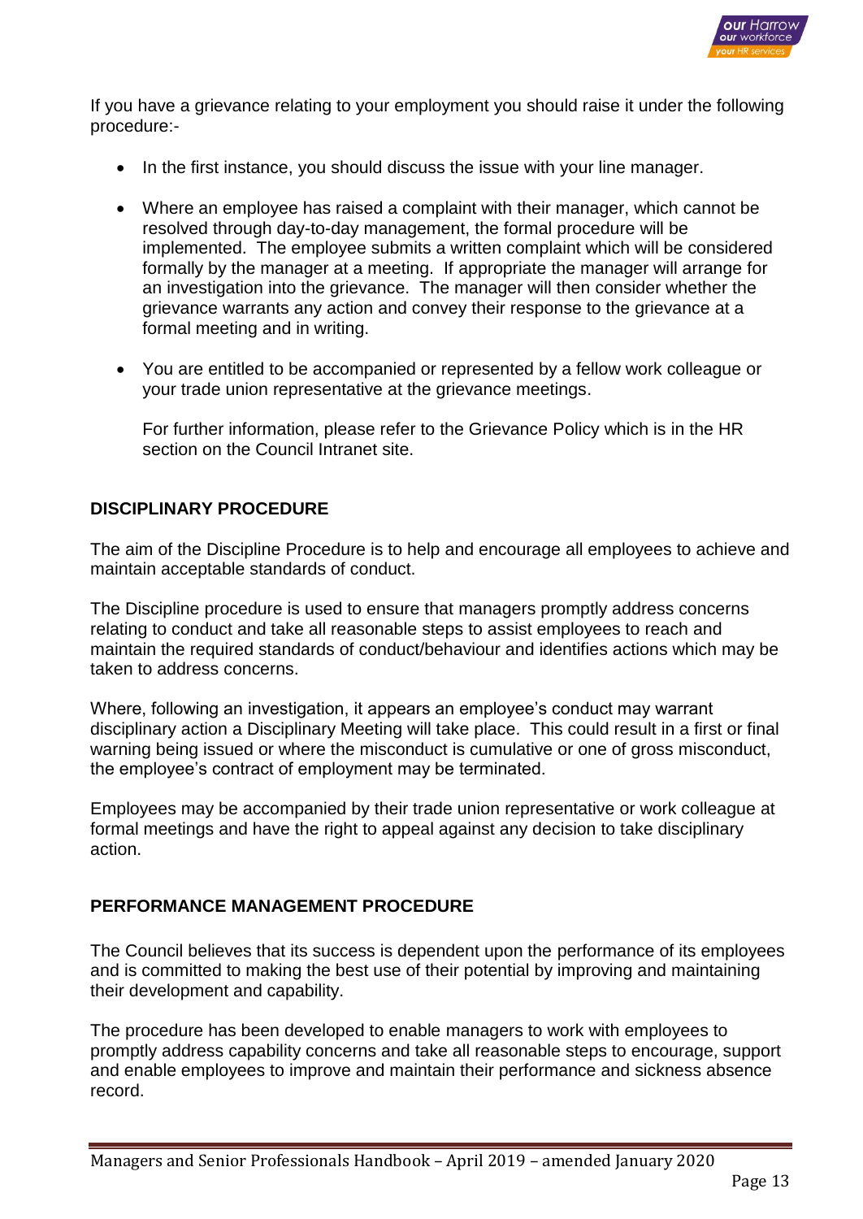If you have a grievance relating to your employment you should raise it under the following procedure:-

- In the first instance, you should discuss the issue with your line manager.
- Where an employee has raised a complaint with their manager, which cannot be resolved through day-to-day management, the formal procedure will be implemented. The employee submits a written complaint which will be considered formally by the manager at a meeting. If appropriate the manager will arrange for an investigation into the grievance. The manager will then consider whether the grievance warrants any action and convey their response to the grievance at a formal meeting and in writing.
- You are entitled to be accompanied or represented by a fellow work colleague or your trade union representative at the grievance meetings.

  For further information, please refer to the Grievance Policy which is in the HR section on the Council Intranet site.

## DISCIPLINARY PROCEDURE

The aim of the Discipline Procedure is to help and encourage all employees to achieve and maintain acceptable standards of conduct.

The Discipline procedure is used to ensure that managers promptly address concerns relating to conduct and take all reasonable steps to assist employees to reach and maintain the required standards of conduct/behaviour and identifies actions which may be taken to address concerns.

Where, following an investigation, it appears an employee's conduct may warrant disciplinary action a Disciplinary Meeting will take place. This could result in a first or final warning being issued or where the misconduct is cumulative or one of gross misconduct, the employee's contract of employment may be terminated.

Employees may be accompanied by their trade union representative or work colleague at formal meetings and have the right to appeal against any decision to take disciplinary action.

## PERFORMANCE MANAGEMENT PROCEDURE

The Council believes that its success is dependent upon the performance of its employees and is committed to making the best use of their potential by improving and maintaining their development and capability.

The procedure has been developed to enable managers to work with employees to promptly address capability concerns and take all reasonable steps to encourage, support and enable employees to improve and maintain their performance and sickness absence record.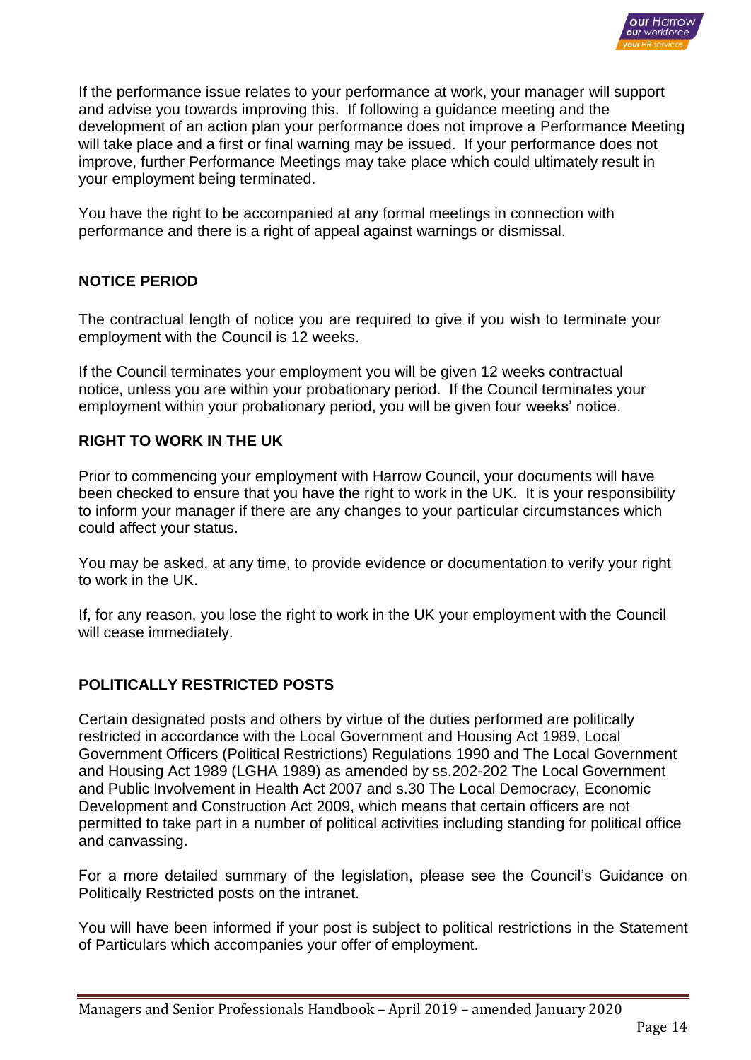If the performance issue relates to your performance at work, your manager will support and advise you towards improving this. If following a guidance meeting and the development of an action plan your performance does not improve a Performance Meeting will take place and a first or final warning may be issued. If your performance does not improve, further Performance Meetings may take place which could ultimately result in your employment being terminated.

You have the right to be accompanied at any formal meetings in connection with performance and there is a right of appeal against warnings or dismissal.

## NOTICE PERIOD

The contractual length of notice you are required to give if you wish to terminate your employment with the Council is 12 weeks.

If the Council terminates your employment you will be given 12 weeks contractual notice, unless you are within your probationary period. If the Council terminates your employment within your probationary period, you will be given four weeks' notice.

## RIGHT TO WORK IN THE UK

Prior to commencing your employment with Harrow Council, your documents will have been checked to ensure that you have the right to work in the UK. It is your responsibility to inform your manager if there are any changes to your particular circumstances which could affect your status.

You may be asked, at any time, to provide evidence or documentation to verify your right to work in the UK.

If, for any reason, you lose the right to work in the UK your employment with the Council will cease immediately.

## POLITICALLY RESTRICTED POSTS

Certain designated posts and others by virtue of the duties performed are politically restricted in accordance with the Local Government and Housing Act 1989, Local Government Officers (Political Restrictions) Regulations 1990 and The Local Government and Housing Act 1989 (LGHA 1989) as amended by ss.202-202 The Local Government and Public Involvement in Health Act 2007 and s.30 The Local Democracy, Economic Development and Construction Act 2009, which means that certain officers are not permitted to take part in a number of political activities including standing for political office and canvassing.

For a more detailed summary of the legislation, please see the Council's Guidance on Politically Restricted posts on the intranet.

You will have been informed if your post is subject to political restrictions in the Statement of Particulars which accompanies your offer of employment.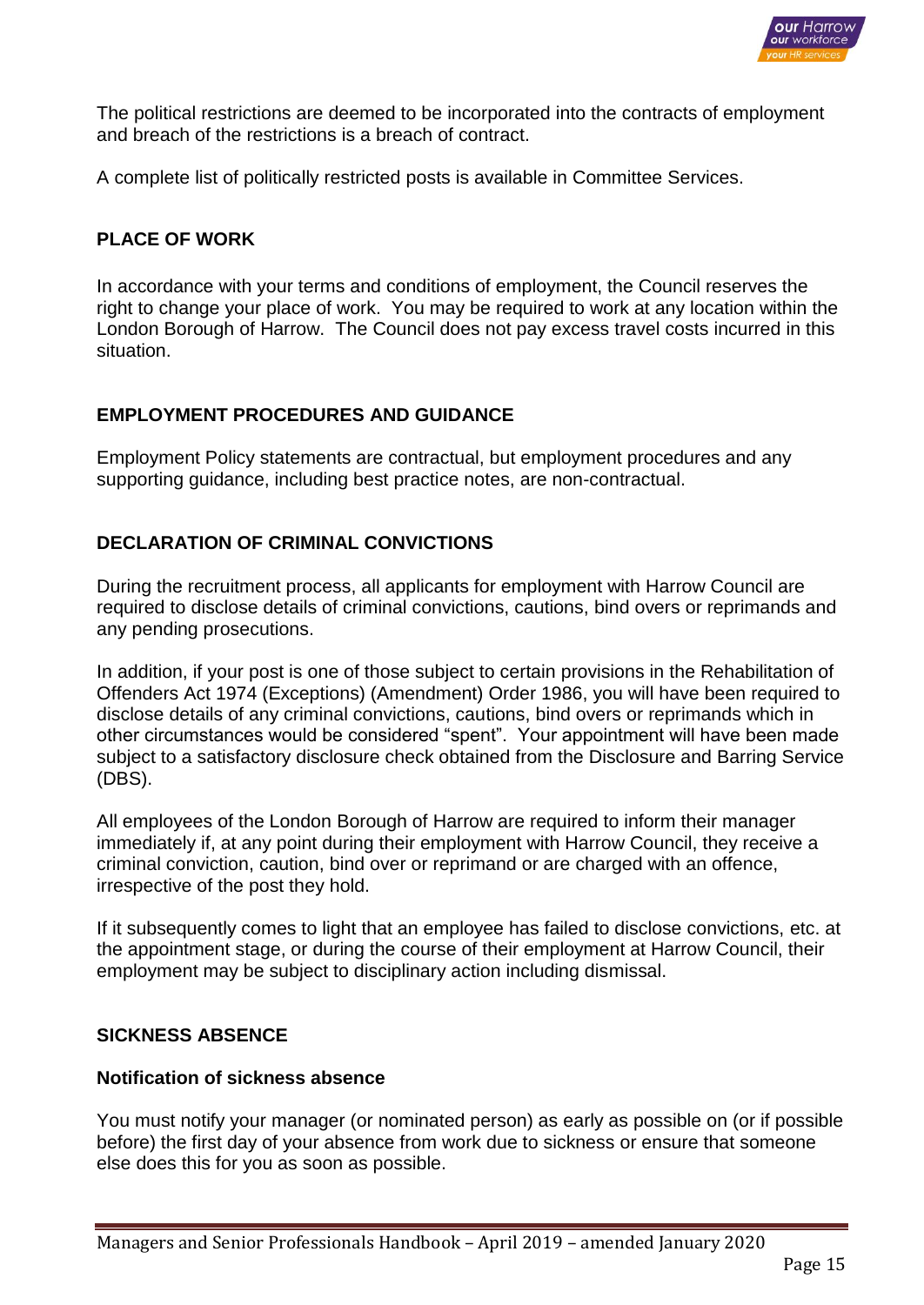The political restrictions are deemed to be incorporated into the contracts of employment and breach of the restrictions is a breach of contract.

A complete list of politically restricted posts is available in Committee Services.

## PLACE OF WORK

In accordance with your terms and conditions of employment, the Council reserves the right to change your place of work. You may be required to work at any location within the London Borough of Harrow. The Council does not pay excess travel costs incurred in this situation.

## EMPLOYMENT PROCEDURES AND GUIDANCE

Employment Policy statements are contractual, but employment procedures and any supporting guidance, including best practice notes, are non-contractual.

## DECLARATION OF CRIMINAL CONVICTIONS

During the recruitment process, all applicants for employment with Harrow Council are required to disclose details of criminal convictions, cautions, bind overs or reprimands and any pending prosecutions.

In addition, if your post is one of those subject to certain provisions in the Rehabilitation of Offenders Act 1974 (Exceptions) (Amendment) Order 1986, you will have been required to disclose details of any criminal convictions, cautions, bind overs or reprimands which in other circumstances would be considered "spent". Your appointment will have been made subject to a satisfactory disclosure check obtained from the Disclosure and Barring Service (DBS).

All employees of the London Borough of Harrow are required to inform their manager immediately if, at any point during their employment with Harrow Council, they receive a criminal conviction, caution, bind over or reprimand or are charged with an offence, irrespective of the post they hold.

If it subsequently comes to light that an employee has failed to disclose convictions, etc. at the appointment stage, or during the course of their employment at Harrow Council, their employment may be subject to disciplinary action including dismissal.

## SICKNESS ABSENCE

### Notification of sickness absence

You must notify your manager (or nominated person) as early as possible on (or if possible before) the first day of your absence from work due to sickness or ensure that someone else does this for you as soon as possible.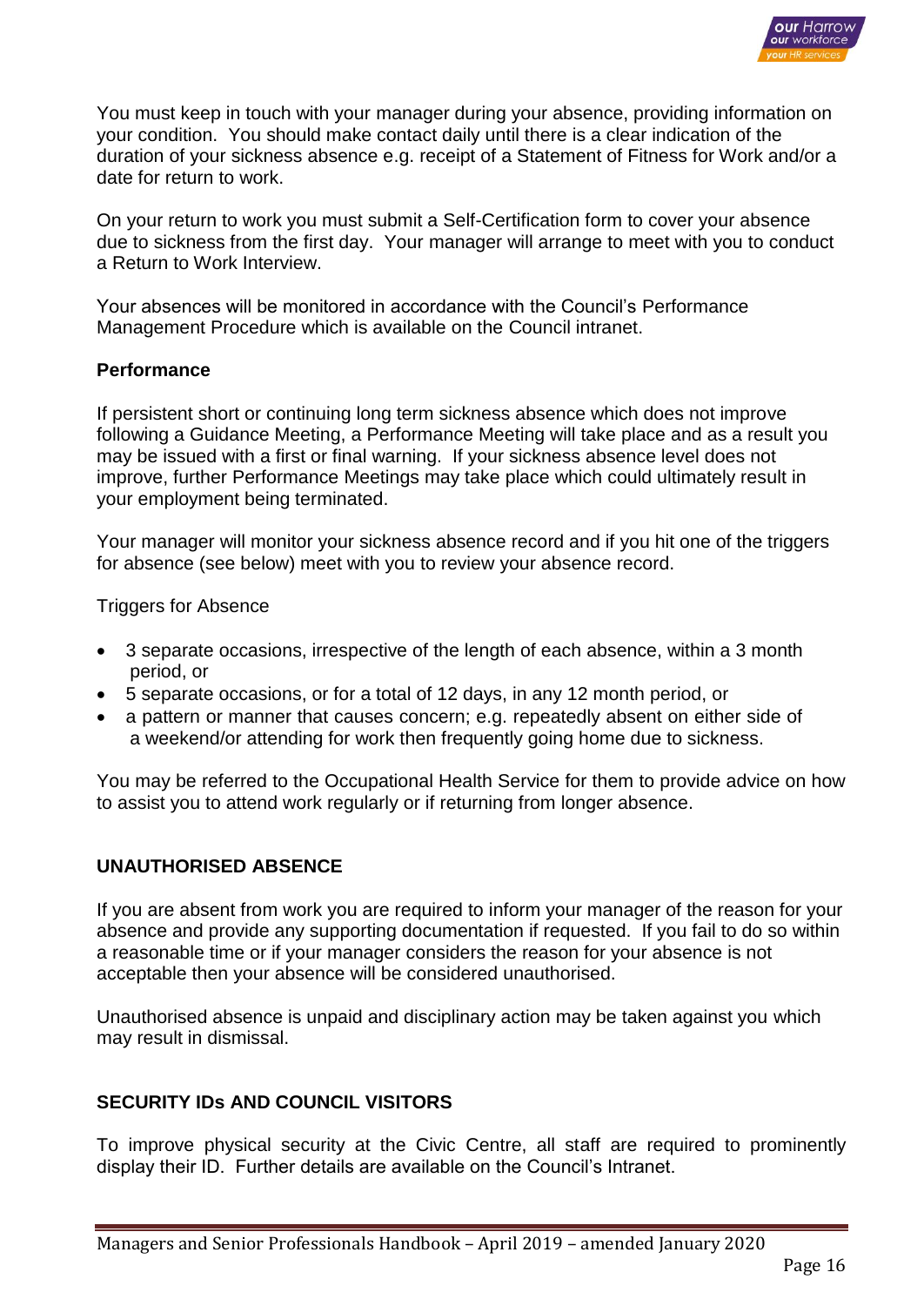You must keep in touch with your manager during your absence, providing information on your condition. You should make contact daily until there is a clear indication of the duration of your sickness absence e.g. receipt of a Statement of Fitness for Work and/or a date for return to work.

On your return to work you must submit a Self-Certification form to cover your absence due to sickness from the first day. Your manager will arrange to meet with you to conduct a Return to Work Interview.

Your absences will be monitored in accordance with the Council's Performance Management Procedure which is available on the Council intranet.

### Performance

If persistent short or continuing long term sickness absence which does not improve following a Guidance Meeting, a Performance Meeting will take place and as a result you may be issued with a first or final warning. If your sickness absence level does not improve, further Performance Meetings may take place which could ultimately result in your employment being terminated.

Your manager will monitor your sickness absence record and if you hit one of the triggers for absence (see below) meet with you to review your absence record.

Triggers for Absence

- 3 separate occasions, irrespective of the length of each absence, within a 3 month period, or
- 5 separate occasions, or for a total of 12 days, in any 12 month period, or
- a pattern or manner that causes concern; e.g. repeatedly absent on either side of a weekend/or attending for work then frequently going home due to sickness.

You may be referred to the Occupational Health Service for them to provide advice on how to assist you to attend work regularly or if returning from longer absence.

## UNAUTHORISED ABSENCE

If you are absent from work you are required to inform your manager of the reason for your absence and provide any supporting documentation if requested. If you fail to do so within a reasonable time or if your manager considers the reason for your absence is not acceptable then your absence will be considered unauthorised.

Unauthorised absence is unpaid and disciplinary action may be taken against you which may result in dismissal.

## SECURITY IDs AND COUNCIL VISITORS

To improve physical security at the Civic Centre, all staff are required to prominently display their ID. Further details are available on the Council's Intranet.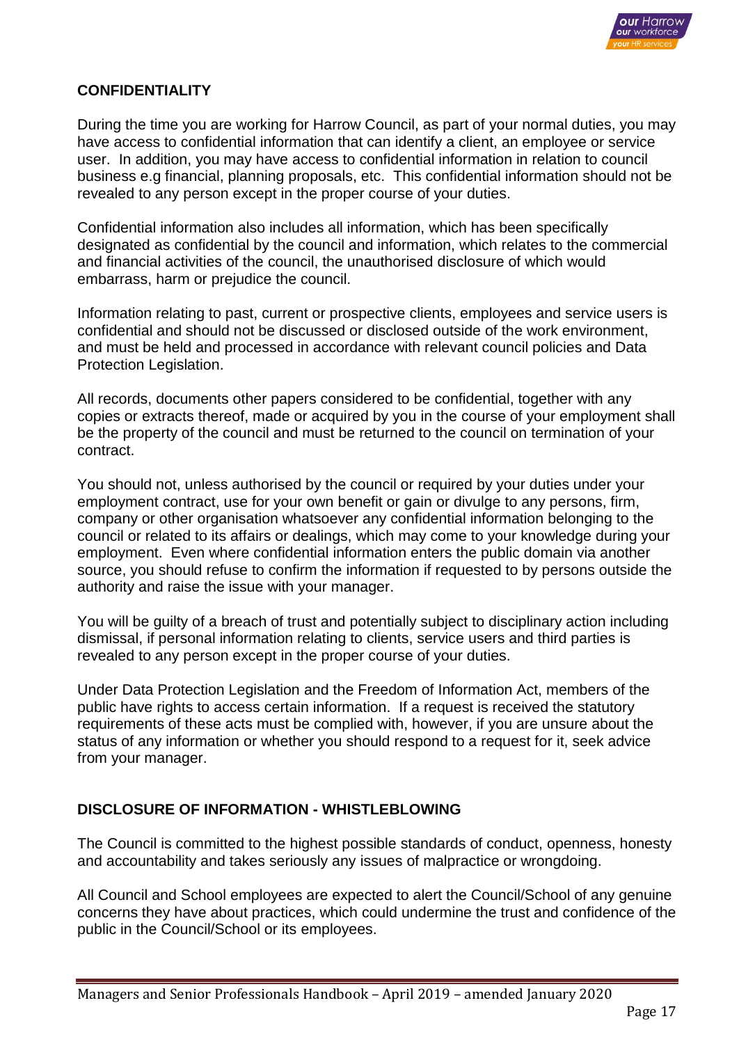## CONFIDENTIALITY

During the time you are working for Harrow Council, as part of your normal duties, you may have access to confidential information that can identify a client, an employee or service user. In addition, you may have access to confidential information in relation to council business e.g financial, planning proposals, etc. This confidential information should not be revealed to any person except in the proper course of your duties.

Confidential information also includes all information, which has been specifically designated as confidential by the council and information, which relates to the commercial and financial activities of the council, the unauthorised disclosure of which would embarrass, harm or prejudice the council.

Information relating to past, current or prospective clients, employees and service users is confidential and should not be discussed or disclosed outside of the work environment, and must be held and processed in accordance with relevant council policies and Data Protection Legislation.

All records, documents other papers considered to be confidential, together with any copies or extracts thereof, made or acquired by you in the course of your employment shall be the property of the council and must be returned to the council on termination of your contract.

You should not, unless authorised by the council or required by your duties under your employment contract, use for your own benefit or gain or divulge to any persons, firm, company or other organisation whatsoever any confidential information belonging to the council or related to its affairs or dealings, which may come to your knowledge during your employment. Even where confidential information enters the public domain via another source, you should refuse to confirm the information if requested to by persons outside the authority and raise the issue with your manager.

You will be guilty of a breach of trust and potentially subject to disciplinary action including dismissal, if personal information relating to clients, service users and third parties is revealed to any person except in the proper course of your duties.

Under Data Protection Legislation and the Freedom of Information Act, members of the public have rights to access certain information. If a request is received the statutory requirements of these acts must be complied with, however, if you are unsure about the status of any information or whether you should respond to a request for it, seek advice from your manager.

## DISCLOSURE OF INFORMATION - WHISTLEBLOWING

The Council is committed to the highest possible standards of conduct, openness, honesty and accountability and takes seriously any issues of malpractice or wrongdoing.

All Council and School employees are expected to alert the Council/School of any genuine concerns they have about practices, which could undermine the trust and confidence of the public in the Council/School or its employees.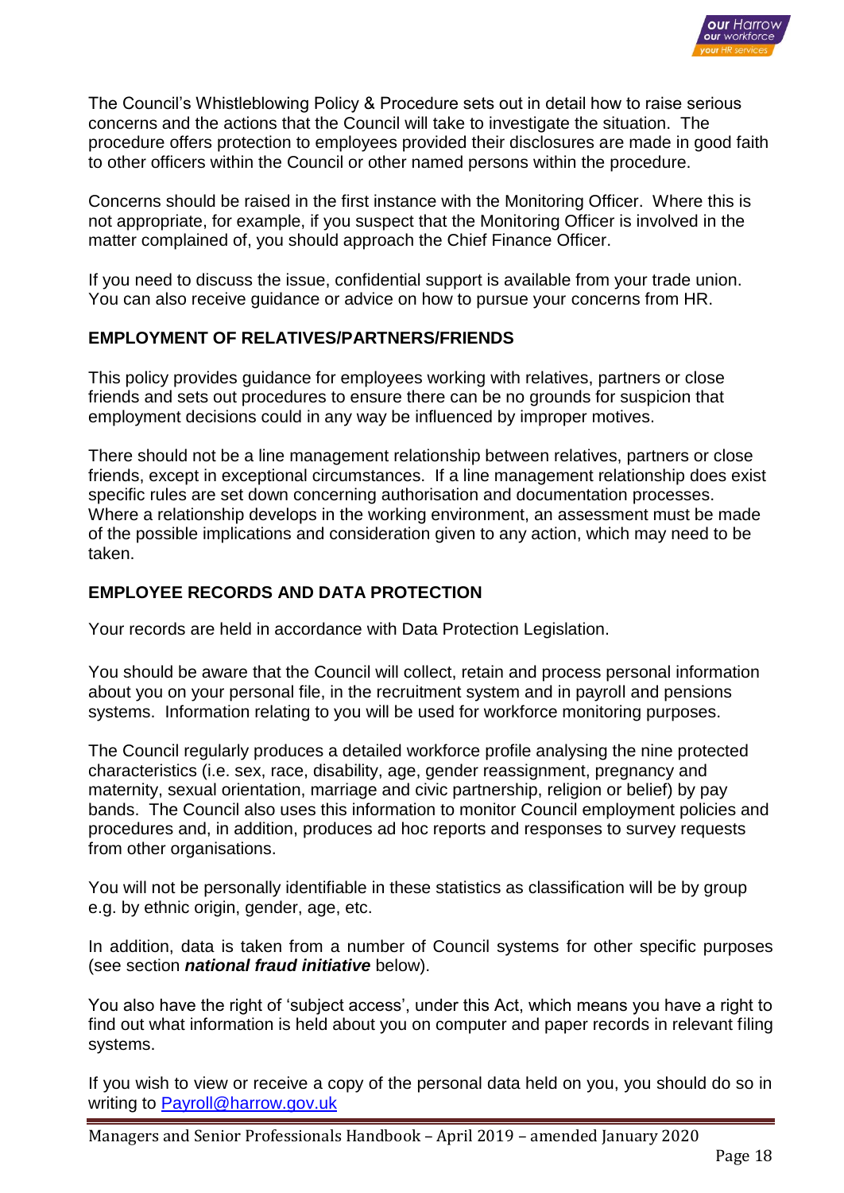The Council's Whistleblowing Policy & Procedure sets out in detail how to raise serious concerns and the actions that the Council will take to investigate the situation. The procedure offers protection to employees provided their disclosures are made in good faith to other officers within the Council or other named persons within the procedure.

Concerns should be raised in the first instance with the Monitoring Officer. Where this is not appropriate, for example, if you suspect that the Monitoring Officer is involved in the matter complained of, you should approach the Chief Finance Officer.

If you need to discuss the issue, confidential support is available from your trade union. You can also receive guidance or advice on how to pursue your concerns from HR.

## EMPLOYMENT OF RELATIVES/PARTNERS/FRIENDS

This policy provides guidance for employees working with relatives, partners or close friends and sets out procedures to ensure there can be no grounds for suspicion that employment decisions could in any way be influenced by improper motives.

There should not be a line management relationship between relatives, partners or close friends, except in exceptional circumstances. If a line management relationship does exist specific rules are set down concerning authorisation and documentation processes. Where a relationship develops in the working environment, an assessment must be made of the possible implications and consideration given to any action, which may need to be taken.

## EMPLOYEE RECORDS AND DATA PROTECTION

Your records are held in accordance with Data Protection Legislation.

You should be aware that the Council will collect, retain and process personal information about you on your personal file, in the recruitment system and in payroll and pensions systems. Information relating to you will be used for workforce monitoring purposes.

The Council regularly produces a detailed workforce profile analysing the nine protected characteristics (i.e. sex, race, disability, age, gender reassignment, pregnancy and maternity, sexual orientation, marriage and civic partnership, religion or belief) by pay bands. The Council also uses this information to monitor Council employment policies and procedures and, in addition, produces ad hoc reports and responses to survey requests from other organisations.

You will not be personally identifiable in these statistics as classification will be by group e.g. by ethnic origin, gender, age, etc.

In addition, data is taken from a number of Council systems for other specific purposes (see section ***national fraud initiative*** below).

You also have the right of 'subject access', under this Act, which means you have a right to find out what information is held about you on computer and paper records in relevant filing systems.

If you wish to view or receive a copy of the personal data held on you, you should do so in writing to [Payroll@harrow.gov.uk](mailto:Payroll@harrow.gov.uk)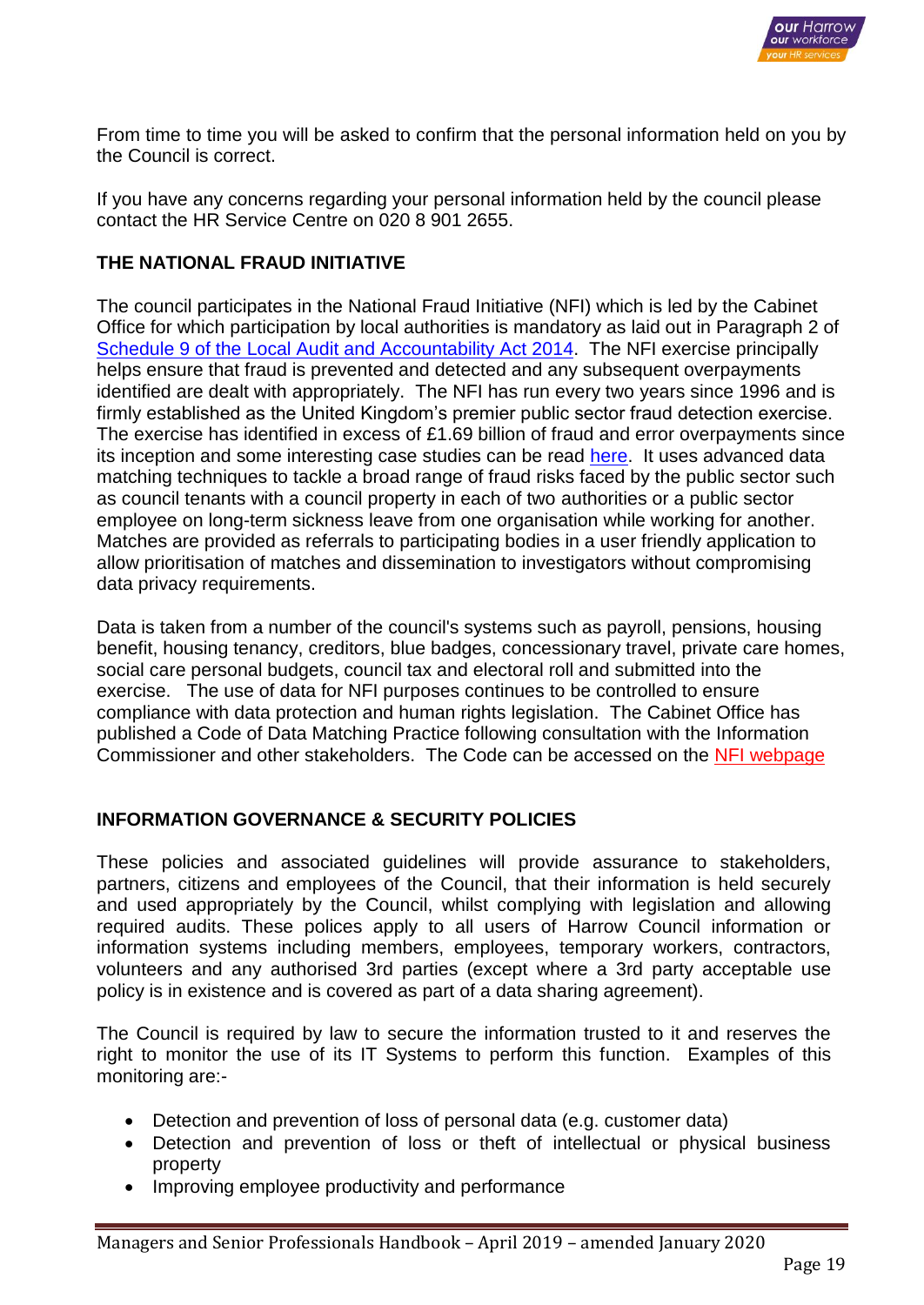From time to time you will be asked to confirm that the personal information held on you by the Council is correct.

If you have any concerns regarding your personal information held by the council please contact the HR Service Centre on 020 8 901 2655.

## THE NATIONAL FRAUD INITIATIVE

The council participates in the National Fraud Initiative (NFI) which is led by the Cabinet Office for which participation by local authorities is mandatory as laid out in Paragraph 2 of Schedule 9 of the Local Audit and Accountability Act 2014. The NFI exercise principally helps ensure that fraud is prevented and detected and any subsequent overpayments identified are dealt with appropriately. The NFI has run every two years since 1996 and is firmly established as the United Kingdom's premier public sector fraud detection exercise. The exercise has identified in excess of £1.69 billion of fraud and error overpayments since its inception and some interesting case studies can be read here. It uses advanced data matching techniques to tackle a broad range of fraud risks faced by the public sector such as council tenants with a council property in each of two authorities or a public sector employee on long-term sickness leave from one organisation while working for another. Matches are provided as referrals to participating bodies in a user friendly application to allow prioritisation of matches and dissemination to investigators without compromising data privacy requirements.

Data is taken from a number of the council's systems such as payroll, pensions, housing benefit, housing tenancy, creditors, blue badges, concessionary travel, private care homes, social care personal budgets, council tax and electoral roll and submitted into the exercise. The use of data for NFI purposes continues to be controlled to ensure compliance with data protection and human rights legislation. The Cabinet Office has published a Code of Data Matching Practice following consultation with the Information Commissioner and other stakeholders. The Code can be accessed on the NFI webpage

## INFORMATION GOVERNANCE & SECURITY POLICIES

These policies and associated guidelines will provide assurance to stakeholders, partners, citizens and employees of the Council, that their information is held securely and used appropriately by the Council, whilst complying with legislation and allowing required audits. These polices apply to all users of Harrow Council information or information systems including members, employees, temporary workers, contractors, volunteers and any authorised 3rd parties (except where a 3rd party acceptable use policy is in existence and is covered as part of a data sharing agreement).

The Council is required by law to secure the information trusted to it and reserves the right to monitor the use of its IT Systems to perform this function. Examples of this monitoring are:-

- Detection and prevention of loss of personal data (e.g. customer data)
- Detection and prevention of loss or theft of intellectual or physical business property
- Improving employee productivity and performance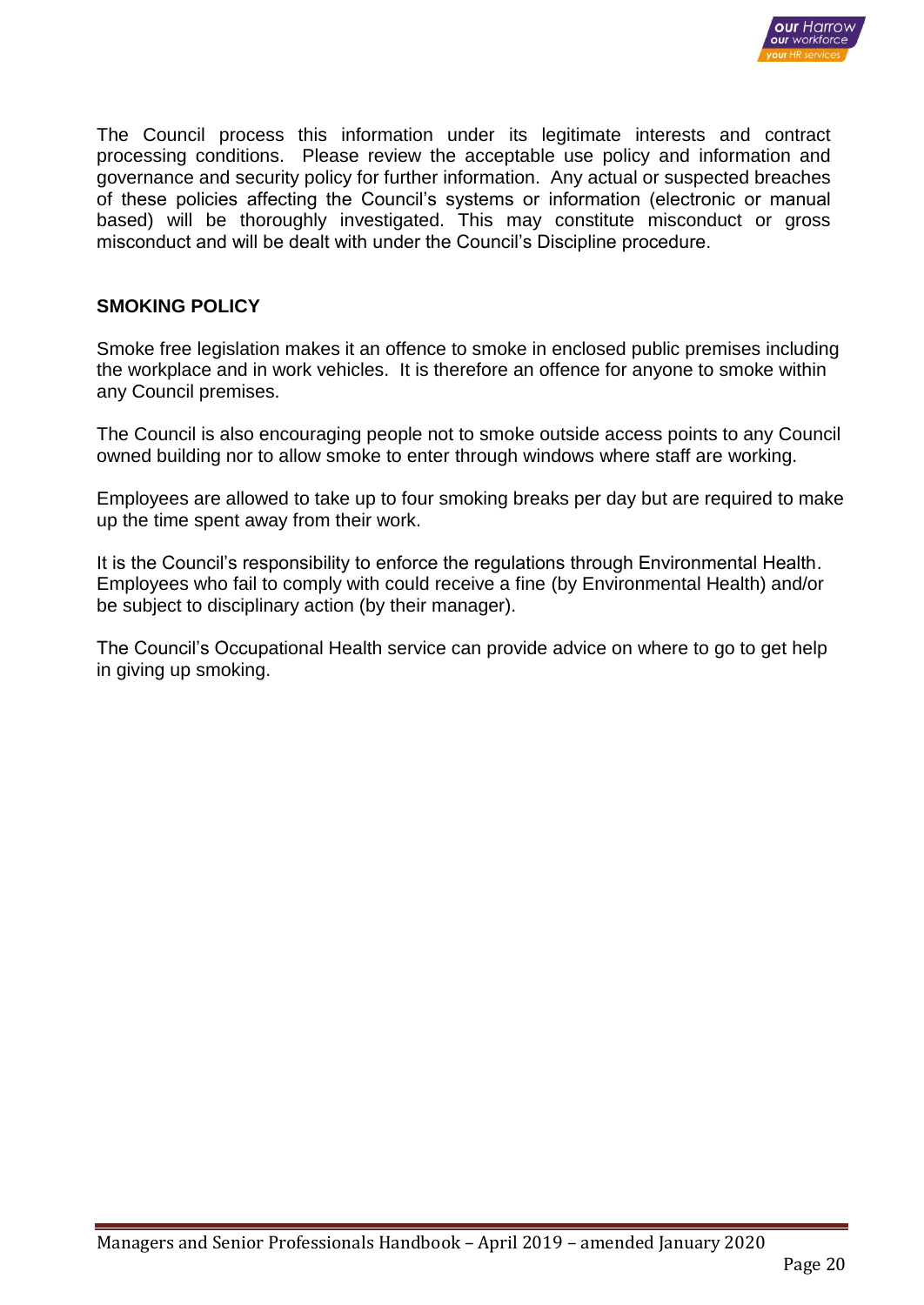The Council process this information under its legitimate interests and contract processing conditions. Please review the acceptable use policy and information and governance and security policy for further information. Any actual or suspected breaches of these policies affecting the Council's systems or information (electronic or manual based) will be thoroughly investigated. This may constitute misconduct or gross misconduct and will be dealt with under the Council's Discipline procedure.

**SMOKING POLICY**

Smoke free legislation makes it an offence to smoke in enclosed public premises including the workplace and in work vehicles. It is therefore an offence for anyone to smoke within any Council premises.

The Council is also encouraging people not to smoke outside access points to any Council owned building nor to allow smoke to enter through windows where staff are working.

Employees are allowed to take up to four smoking breaks per day but are required to make up the time spent away from their work.

It is the Council's responsibility to enforce the regulations through Environmental Health. Employees who fail to comply with could receive a fine (by Environmental Health) and/or be subject to disciplinary action (by their manager).

The Council's Occupational Health service can provide advice on where to go to get help in giving up smoking.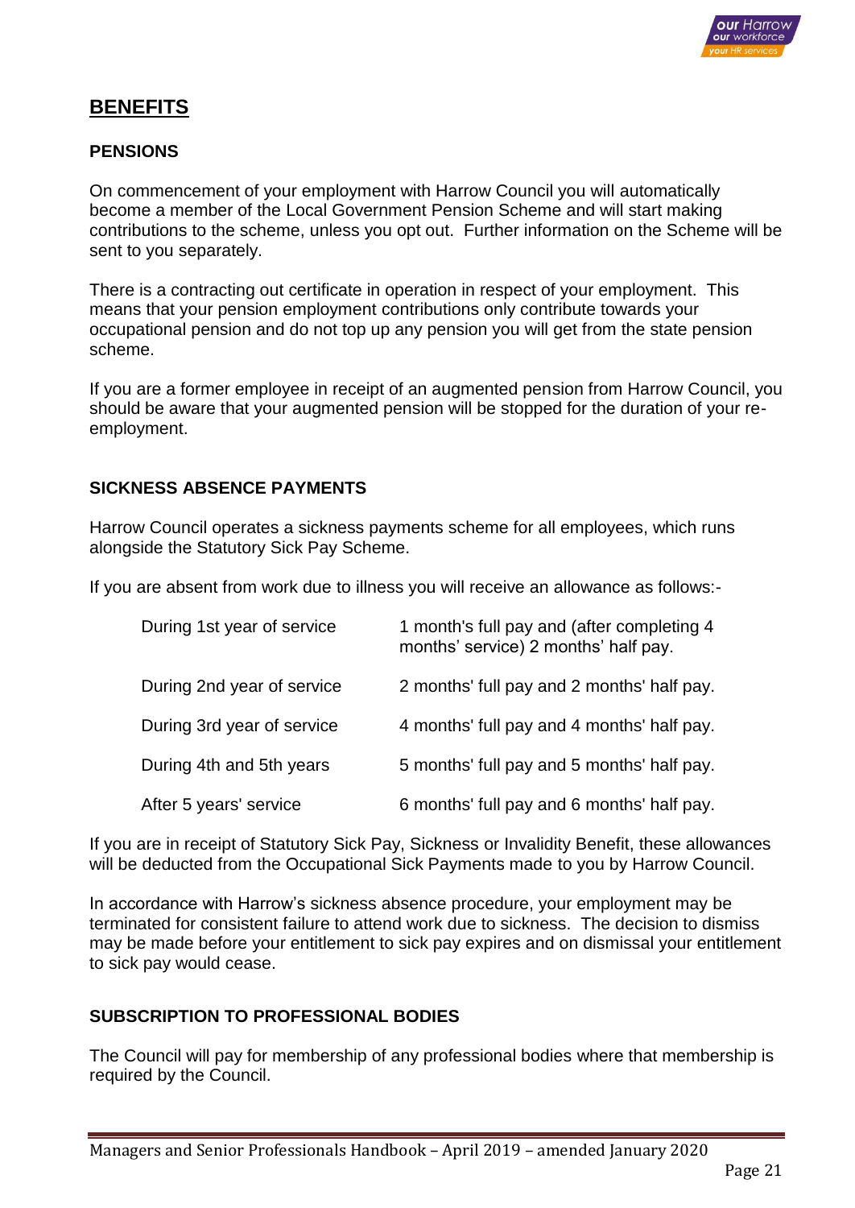## BENEFITS

### PENSIONS

On commencement of your employment with Harrow Council you will automatically become a member of the Local Government Pension Scheme and will start making contributions to the scheme, unless you opt out. Further information on the Scheme will be sent to you separately.

There is a contracting out certificate in operation in respect of your employment. This means that your pension employment contributions only contribute towards your occupational pension and do not top up any pension you will get from the state pension scheme.

If you are a former employee in receipt of an augmented pension from Harrow Council, you should be aware that your augmented pension will be stopped for the duration of your re-employment.

### SICKNESS ABSENCE PAYMENTS

Harrow Council operates a sickness payments scheme for all employees, which runs alongside the Statutory Sick Pay Scheme.

If you are absent from work due to illness you will receive an allowance as follows:-

| | |
|---|---|
| During 1st year of service | 1 month's full pay and (after completing 4 months' service) 2 months' half pay. |
| During 2nd year of service | 2 months' full pay and 2 months' half pay. |
| During 3rd year of service | 4 months' full pay and 4 months' half pay. |
| During 4th and 5th years | 5 months' full pay and 5 months' half pay. |
| After 5 years' service | 6 months' full pay and 6 months' half pay. |

If you are in receipt of Statutory Sick Pay, Sickness or Invalidity Benefit, these allowances will be deducted from the Occupational Sick Payments made to you by Harrow Council.

In accordance with Harrow's sickness absence procedure, your employment may be terminated for consistent failure to attend work due to sickness. The decision to dismiss may be made before your entitlement to sick pay expires and on dismissal your entitlement to sick pay would cease.

### SUBSCRIPTION TO PROFESSIONAL BODIES

The Council will pay for membership of any professional bodies where that membership is required by the Council.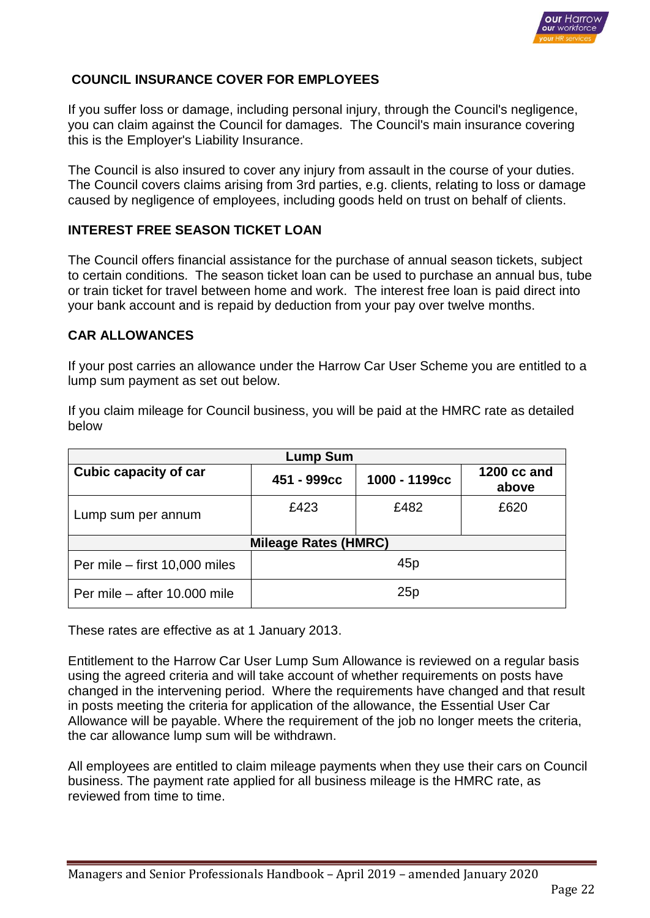## COUNCIL INSURANCE COVER FOR EMPLOYEES

If you suffer loss or damage, including personal injury, through the Council's negligence, you can claim against the Council for damages. The Council's main insurance covering this is the Employer's Liability Insurance.

The Council is also insured to cover any injury from assault in the course of your duties. The Council covers claims arising from 3rd parties, e.g. clients, relating to loss or damage caused by negligence of employees, including goods held on trust on behalf of clients.

## INTEREST FREE SEASON TICKET LOAN

The Council offers financial assistance for the purchase of annual season tickets, subject to certain conditions. The season ticket loan can be used to purchase an annual bus, tube or train ticket for travel between home and work. The interest free loan is paid direct into your bank account and is repaid by deduction from your pay over twelve months.

## CAR ALLOWANCES

If your post carries an allowance under the Harrow Car User Scheme you are entitled to a lump sum payment as set out below.

If you claim mileage for Council business, you will be paid at the HMRC rate as detailed below

| **Lump Sum** | | | |
|---|---|---|---|
| **Cubic capacity of car** | **451 - 999cc** | **1000 - 1199cc** | **1200 cc and above** |
| Lump sum per annum | £423 | £482 | £620 |
| **Mileage Rates (HMRC)** | | | |
| Per mile – first 10,000 miles | 45p | | |
| Per mile – after 10.000 mile | 25p | | |

These rates are effective as at 1 January 2013.

Entitlement to the Harrow Car User Lump Sum Allowance is reviewed on a regular basis using the agreed criteria and will take account of whether requirements on posts have changed in the intervening period. Where the requirements have changed and that result in posts meeting the criteria for application of the allowance, the Essential User Car Allowance will be payable. Where the requirement of the job no longer meets the criteria, the car allowance lump sum will be withdrawn.

All employees are entitled to claim mileage payments when they use their cars on Council business. The payment rate applied for all business mileage is the HMRC rate, as reviewed from time to time.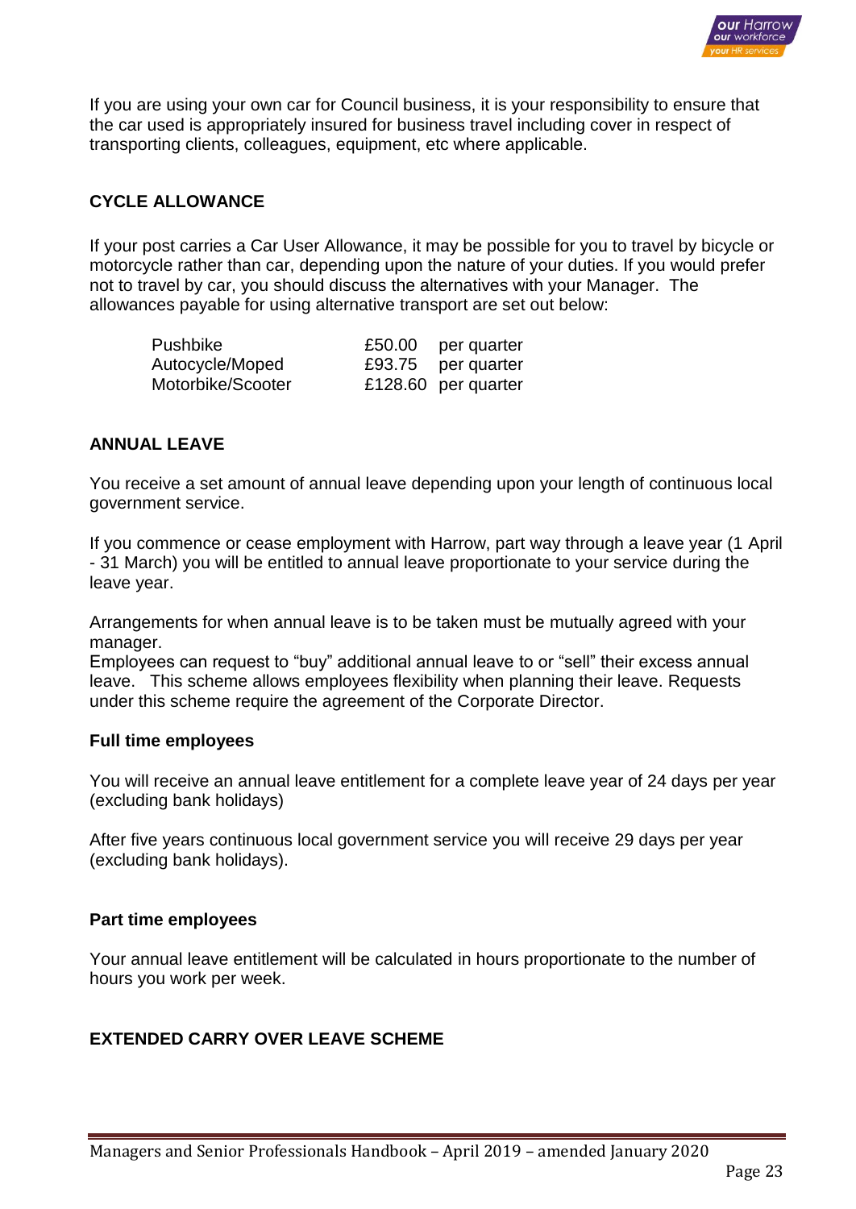If you are using your own car for Council business, it is your responsibility to ensure that the car used is appropriately insured for business travel including cover in respect of transporting clients, colleagues, equipment, etc where applicable.

## CYCLE ALLOWANCE

If your post carries a Car User Allowance, it may be possible for you to travel by bicycle or motorcycle rather than car, depending upon the nature of your duties. If you would prefer not to travel by car, you should discuss the alternatives with your Manager. The allowances payable for using alternative transport are set out below:

| | | |
|---|---|---|
| Pushbike | £50.00 | per quarter |
| Autocycle/Moped | £93.75 | per quarter |
| Motorbike/Scooter | £128.60 | per quarter |

## ANNUAL LEAVE

You receive a set amount of annual leave depending upon your length of continuous local government service.

If you commence or cease employment with Harrow, part way through a leave year (1 April - 31 March) you will be entitled to annual leave proportionate to your service during the leave year.

Arrangements for when annual leave is to be taken must be mutually agreed with your manager.
Employees can request to "buy" additional annual leave to or "sell" their excess annual leave. This scheme allows employees flexibility when planning their leave. Requests under this scheme require the agreement of the Corporate Director.

### Full time employees

You will receive an annual leave entitlement for a complete leave year of 24 days per year (excluding bank holidays)

After five years continuous local government service you will receive 29 days per year (excluding bank holidays).

### Part time employees

Your annual leave entitlement will be calculated in hours proportionate to the number of hours you work per week.

## EXTENDED CARRY OVER LEAVE SCHEME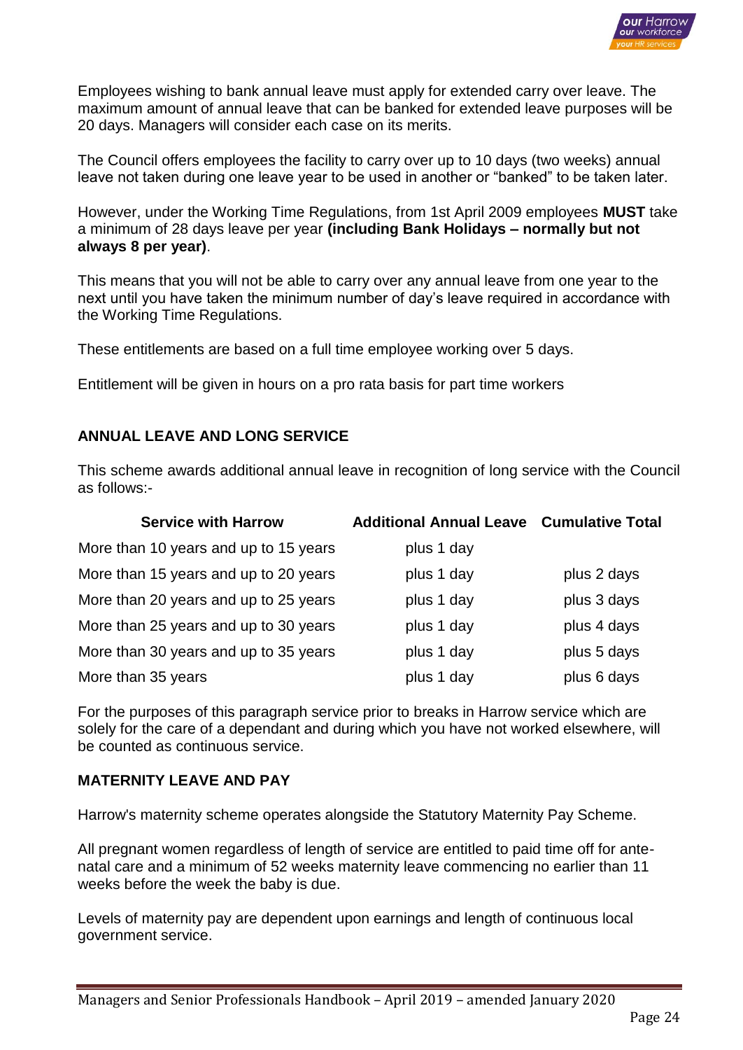Employees wishing to bank annual leave must apply for extended carry over leave. The maximum amount of annual leave that can be banked for extended leave purposes will be 20 days. Managers will consider each case on its merits.

The Council offers employees the facility to carry over up to 10 days (two weeks) annual leave not taken during one leave year to be used in another or "banked" to be taken later.

However, under the Working Time Regulations, from 1st April 2009 employees **MUST** take a minimum of 28 days leave per year **(including Bank Holidays – normally but not always 8 per year)**.

This means that you will not be able to carry over any annual leave from one year to the next until you have taken the minimum number of day's leave required in accordance with the Working Time Regulations.

These entitlements are based on a full time employee working over 5 days.

Entitlement will be given in hours on a pro rata basis for part time workers

### ANNUAL LEAVE AND LONG SERVICE

This scheme awards additional annual leave in recognition of long service with the Council as follows:-

| Service with Harrow | Additional Annual Leave | Cumulative Total |
|---|---|---|
| More than 10 years and up to 15 years | plus 1 day | |
| More than 15 years and up to 20 years | plus 1 day | plus 2 days |
| More than 20 years and up to 25 years | plus 1 day | plus 3 days |
| More than 25 years and up to 30 years | plus 1 day | plus 4 days |
| More than 30 years and up to 35 years | plus 1 day | plus 5 days |
| More than 35 years | plus 1 day | plus 6 days |

For the purposes of this paragraph service prior to breaks in Harrow service which are solely for the care of a dependant and during which you have not worked elsewhere, will be counted as continuous service.

### MATERNITY LEAVE AND PAY

Harrow's maternity scheme operates alongside the Statutory Maternity Pay Scheme.

All pregnant women regardless of length of service are entitled to paid time off for ante-natal care and a minimum of 52 weeks maternity leave commencing no earlier than 11 weeks before the week the baby is due.

Levels of maternity pay are dependent upon earnings and length of continuous local government service.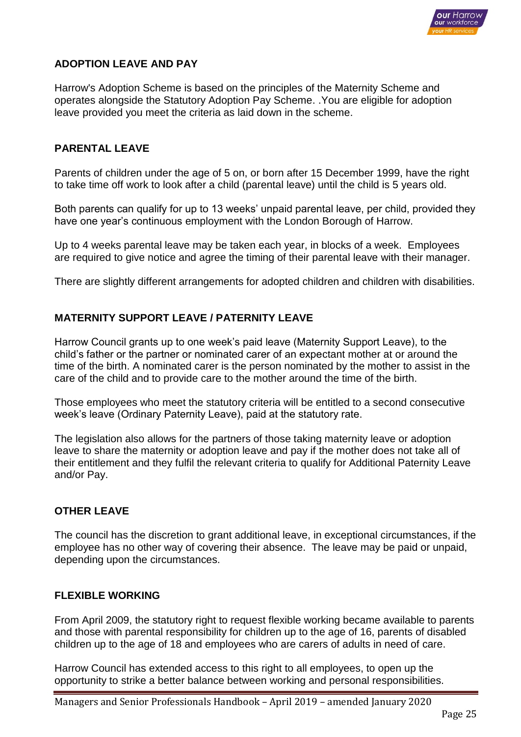## ADOPTION LEAVE AND PAY

Harrow's Adoption Scheme is based on the principles of the Maternity Scheme and operates alongside the Statutory Adoption Pay Scheme. .You are eligible for adoption leave provided you meet the criteria as laid down in the scheme.

## PARENTAL LEAVE

Parents of children under the age of 5 on, or born after 15 December 1999, have the right to take time off work to look after a child (parental leave) until the child is 5 years old.

Both parents can qualify for up to 13 weeks' unpaid parental leave, per child, provided they have one year's continuous employment with the London Borough of Harrow.

Up to 4 weeks parental leave may be taken each year, in blocks of a week. Employees are required to give notice and agree the timing of their parental leave with their manager.

There are slightly different arrangements for adopted children and children with disabilities.

## MATERNITY SUPPORT LEAVE / PATERNITY LEAVE

Harrow Council grants up to one week's paid leave (Maternity Support Leave), to the child's father or the partner or nominated carer of an expectant mother at or around the time of the birth. A nominated carer is the person nominated by the mother to assist in the care of the child and to provide care to the mother around the time of the birth.

Those employees who meet the statutory criteria will be entitled to a second consecutive week's leave (Ordinary Paternity Leave), paid at the statutory rate.

The legislation also allows for the partners of those taking maternity leave or adoption leave to share the maternity or adoption leave and pay if the mother does not take all of their entitlement and they fulfil the relevant criteria to qualify for Additional Paternity Leave and/or Pay.

## OTHER LEAVE

The council has the discretion to grant additional leave, in exceptional circumstances, if the employee has no other way of covering their absence. The leave may be paid or unpaid, depending upon the circumstances.

## FLEXIBLE WORKING

From April 2009, the statutory right to request flexible working became available to parents and those with parental responsibility for children up to the age of 16, parents of disabled children up to the age of 18 and employees who are carers of adults in need of care.

Harrow Council has extended access to this right to all employees, to open up the opportunity to strike a better balance between working and personal responsibilities.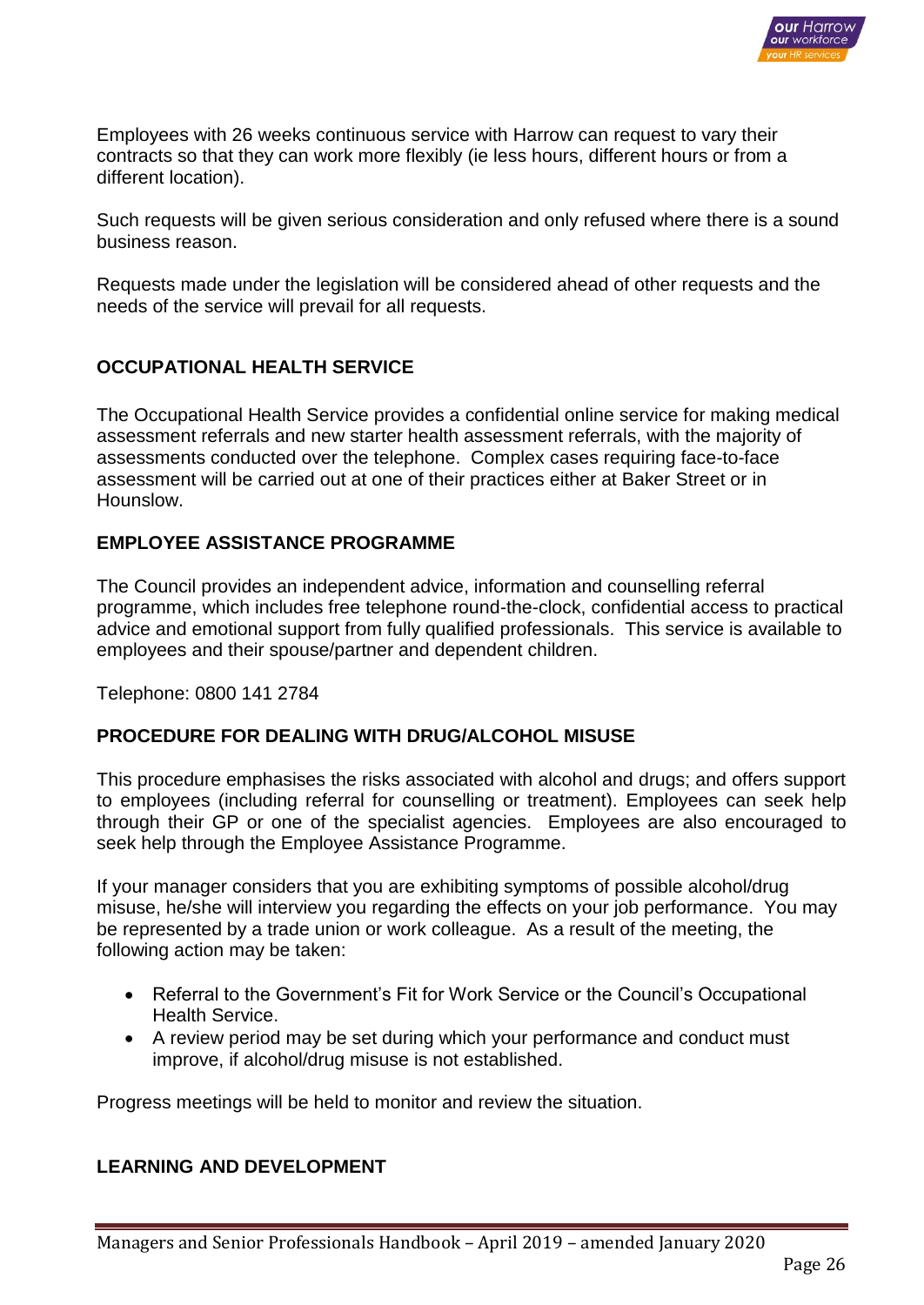Employees with 26 weeks continuous service with Harrow can request to vary their contracts so that they can work more flexibly (ie less hours, different hours or from a different location).

Such requests will be given serious consideration and only refused where there is a sound business reason.

Requests made under the legislation will be considered ahead of other requests and the needs of the service will prevail for all requests.

## OCCUPATIONAL HEALTH SERVICE

The Occupational Health Service provides a confidential online service for making medical assessment referrals and new starter health assessment referrals, with the majority of assessments conducted over the telephone. Complex cases requiring face-to-face assessment will be carried out at one of their practices either at Baker Street or in Hounslow.

## EMPLOYEE ASSISTANCE PROGRAMME

The Council provides an independent advice, information and counselling referral programme, which includes free telephone round-the-clock, confidential access to practical advice and emotional support from fully qualified professionals. This service is available to employees and their spouse/partner and dependent children.

Telephone: 0800 141 2784

## PROCEDURE FOR DEALING WITH DRUG/ALCOHOL MISUSE

This procedure emphasises the risks associated with alcohol and drugs; and offers support to employees (including referral for counselling or treatment). Employees can seek help through their GP or one of the specialist agencies. Employees are also encouraged to seek help through the Employee Assistance Programme.

If your manager considers that you are exhibiting symptoms of possible alcohol/drug misuse, he/she will interview you regarding the effects on your job performance. You may be represented by a trade union or work colleague. As a result of the meeting, the following action may be taken:

- Referral to the Government's Fit for Work Service or the Council's Occupational Health Service.
- A review period may be set during which your performance and conduct must improve, if alcohol/drug misuse is not established.

Progress meetings will be held to monitor and review the situation.

## LEARNING AND DEVELOPMENT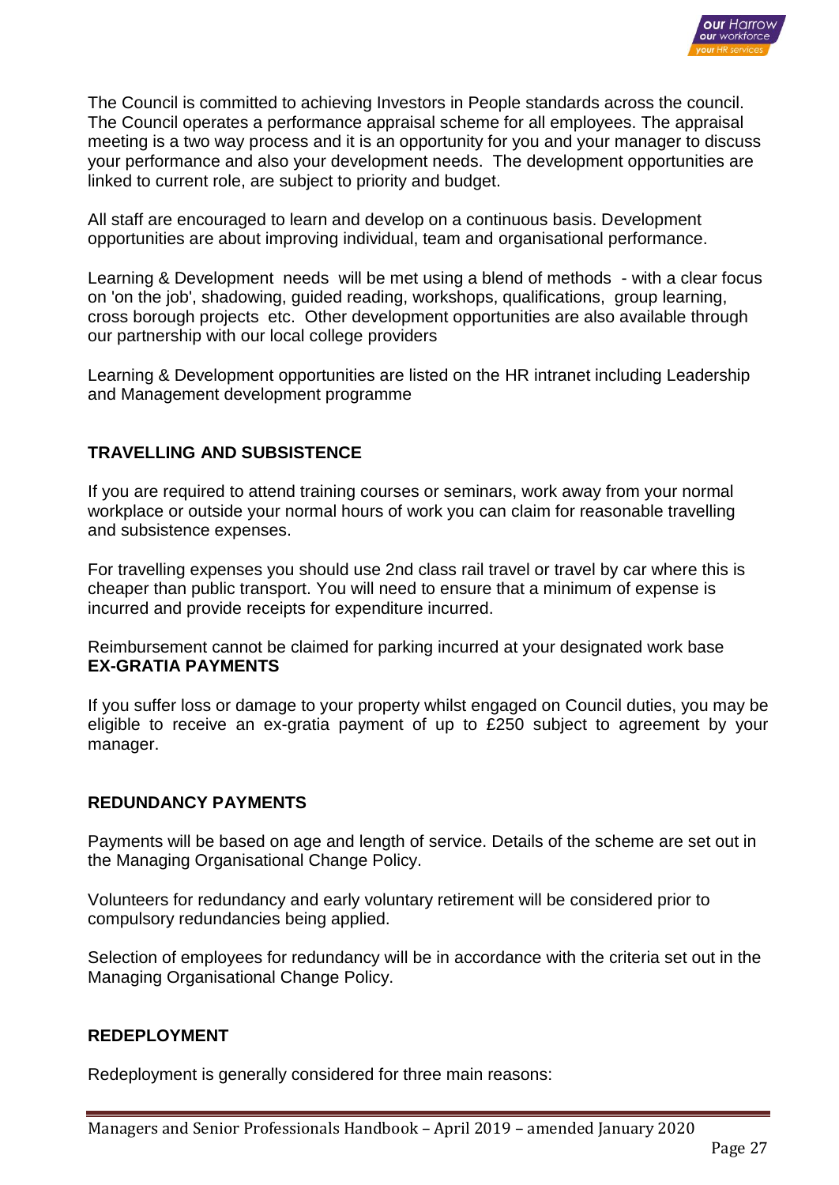The Council is committed to achieving Investors in People standards across the council. The Council operates a performance appraisal scheme for all employees. The appraisal meeting is a two way process and it is an opportunity for you and your manager to discuss your performance and also your development needs. The development opportunities are linked to current role, are subject to priority and budget.

All staff are encouraged to learn and develop on a continuous basis. Development opportunities are about improving individual, team and organisational performance.

Learning & Development needs will be met using a blend of methods - with a clear focus on 'on the job', shadowing, guided reading, workshops, qualifications, group learning, cross borough projects etc. Other development opportunities are also available through our partnership with our local college providers

Learning & Development opportunities are listed on the HR intranet including Leadership and Management development programme

## TRAVELLING AND SUBSISTENCE

If you are required to attend training courses or seminars, work away from your normal workplace or outside your normal hours of work you can claim for reasonable travelling and subsistence expenses.

For travelling expenses you should use 2nd class rail travel or travel by car where this is cheaper than public transport. You will need to ensure that a minimum of expense is incurred and provide receipts for expenditure incurred.

Reimbursement cannot be claimed for parking incurred at your designated work base

## EX-GRATIA PAYMENTS

If you suffer loss or damage to your property whilst engaged on Council duties, you may be eligible to receive an ex-gratia payment of up to £250 subject to agreement by your manager.

## REDUNDANCY PAYMENTS

Payments will be based on age and length of service. Details of the scheme are set out in the Managing Organisational Change Policy.

Volunteers for redundancy and early voluntary retirement will be considered prior to compulsory redundancies being applied.

Selection of employees for redundancy will be in accordance with the criteria set out in the Managing Organisational Change Policy.

## REDEPLOYMENT

Redeployment is generally considered for three main reasons: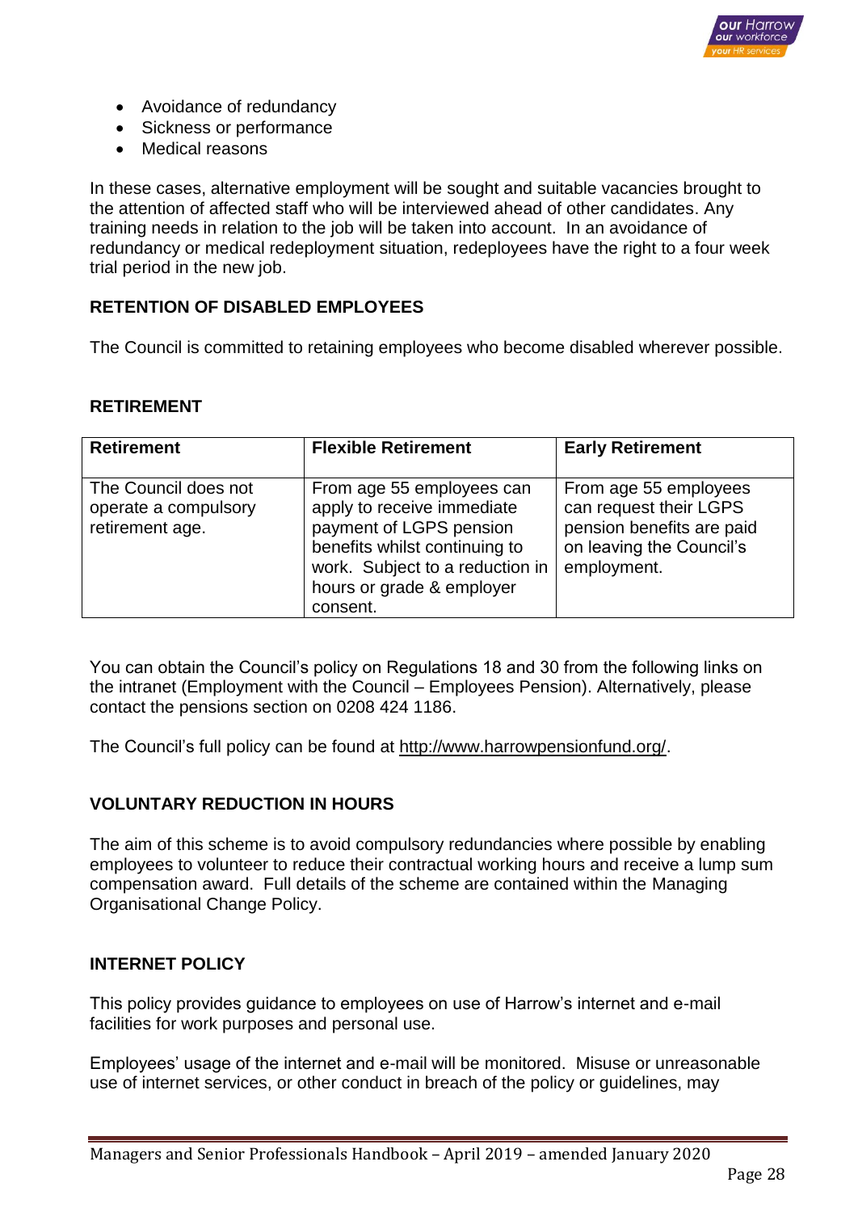- Avoidance of redundancy
- Sickness or performance
- Medical reasons

In these cases, alternative employment will be sought and suitable vacancies brought to the attention of affected staff who will be interviewed ahead of other candidates. Any training needs in relation to the job will be taken into account. In an avoidance of redundancy or medical redeployment situation, redeployees have the right to a four week trial period in the new job.

**RETENTION OF DISABLED EMPLOYEES**

The Council is committed to retaining employees who become disabled wherever possible.

**RETIREMENT**

| Retirement | Flexible Retirement | Early Retirement |
|---|---|---|
| The Council does not operate a compulsory retirement age. | From age 55 employees can apply to receive immediate payment of LGPS pension benefits whilst continuing to work. Subject to a reduction in hours or grade & employer consent. | From age 55 employees can request their LGPS pension benefits are paid on leaving the Council's employment. |

You can obtain the Council's policy on Regulations 18 and 30 from the following links on the intranet (Employment with the Council – Employees Pension). Alternatively, please contact the pensions section on 0208 424 1186.

The Council's full policy can be found at http://www.harrowpensionfund.org/.

**VOLUNTARY REDUCTION IN HOURS**

The aim of this scheme is to avoid compulsory redundancies where possible by enabling employees to volunteer to reduce their contractual working hours and receive a lump sum compensation award. Full details of the scheme are contained within the Managing Organisational Change Policy.

**INTERNET POLICY**

This policy provides guidance to employees on use of Harrow's internet and e-mail facilities for work purposes and personal use.

Employees' usage of the internet and e-mail will be monitored. Misuse or unreasonable use of internet services, or other conduct in breach of the policy or guidelines, may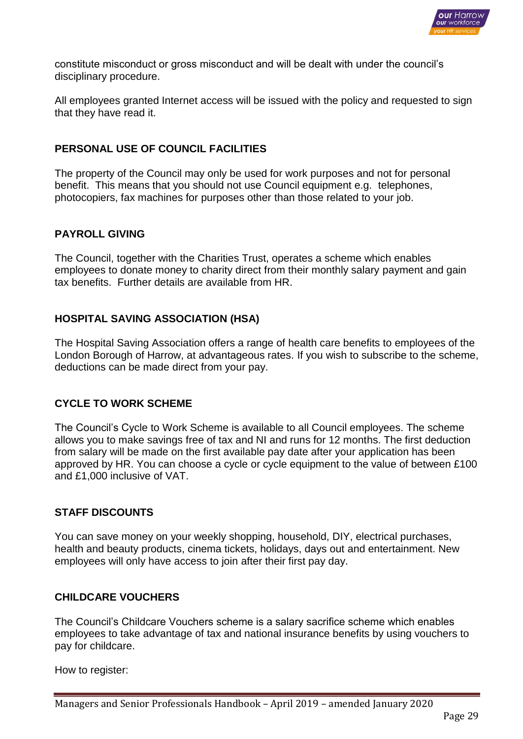constitute misconduct or gross misconduct and will be dealt with under the council's disciplinary procedure.

All employees granted Internet access will be issued with the policy and requested to sign that they have read it.

## PERSONAL USE OF COUNCIL FACILITIES

The property of the Council may only be used for work purposes and not for personal benefit. This means that you should not use Council equipment e.g. telephones, photocopiers, fax machines for purposes other than those related to your job.

## PAYROLL GIVING

The Council, together with the Charities Trust, operates a scheme which enables employees to donate money to charity direct from their monthly salary payment and gain tax benefits. Further details are available from HR.

## HOSPITAL SAVING ASSOCIATION (HSA)

The Hospital Saving Association offers a range of health care benefits to employees of the London Borough of Harrow, at advantageous rates. If you wish to subscribe to the scheme, deductions can be made direct from your pay.

## CYCLE TO WORK SCHEME

The Council's Cycle to Work Scheme is available to all Council employees. The scheme allows you to make savings free of tax and NI and runs for 12 months. The first deduction from salary will be made on the first available pay date after your application has been approved by HR. You can choose a cycle or cycle equipment to the value of between £100 and £1,000 inclusive of VAT.

## STAFF DISCOUNTS

You can save money on your weekly shopping, household, DIY, electrical purchases, health and beauty products, cinema tickets, holidays, days out and entertainment. New employees will only have access to join after their first pay day.

## CHILDCARE VOUCHERS

The Council's Childcare Vouchers scheme is a salary sacrifice scheme which enables employees to take advantage of tax and national insurance benefits by using vouchers to pay for childcare.

How to register: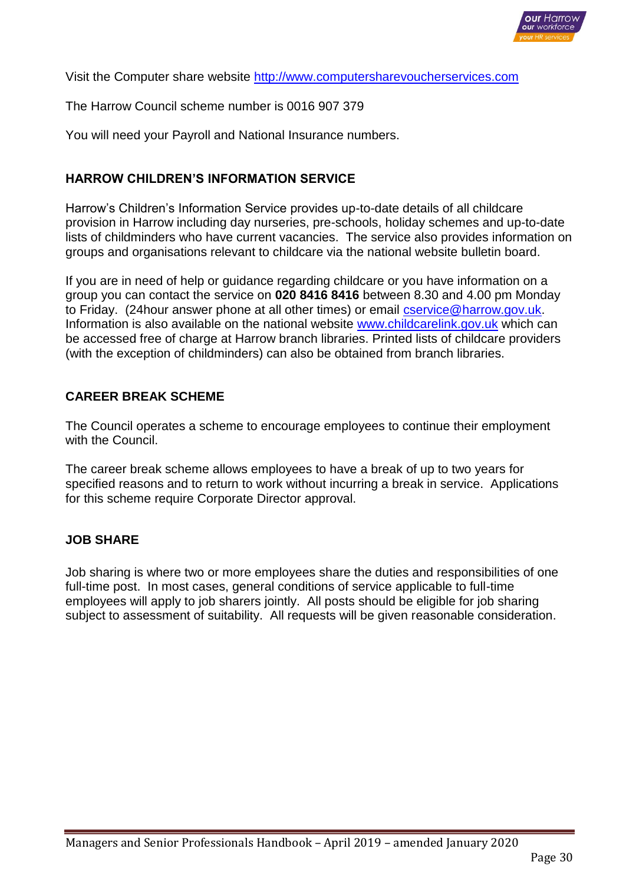Visit the Computer share website [http://www.computersharevoucherservices.com](http://www.computersharevoucherservices.com)

The Harrow Council scheme number is 0016 907 379

You will need your Payroll and National Insurance numbers.

## HARROW CHILDREN'S INFORMATION SERVICE

Harrow's Children's Information Service provides up-to-date details of all childcare provision in Harrow including day nurseries, pre-schools, holiday schemes and up-to-date lists of childminders who have current vacancies. The service also provides information on groups and organisations relevant to childcare via the national website bulletin board.

If you are in need of help or guidance regarding childcare or you have information on a group you can contact the service on **020 8416 8416** between 8.30 and 4.00 pm Monday to Friday. (24hour answer phone at all other times) or email [cservice@harrow.gov.uk](mailto:cservice@harrow.gov.uk). Information is also available on the national website [www.childcarelink.gov.uk](http://www.childcarelink.gov.uk) which can be accessed free of charge at Harrow branch libraries. Printed lists of childcare providers (with the exception of childminders) can also be obtained from branch libraries.

## CAREER BREAK SCHEME

The Council operates a scheme to encourage employees to continue their employment with the Council.

The career break scheme allows employees to have a break of up to two years for specified reasons and to return to work without incurring a break in service. Applications for this scheme require Corporate Director approval.

## JOB SHARE

Job sharing is where two or more employees share the duties and responsibilities of one full-time post. In most cases, general conditions of service applicable to full-time employees will apply to job sharers jointly. All posts should be eligible for job sharing subject to assessment of suitability. All requests will be given reasonable consideration.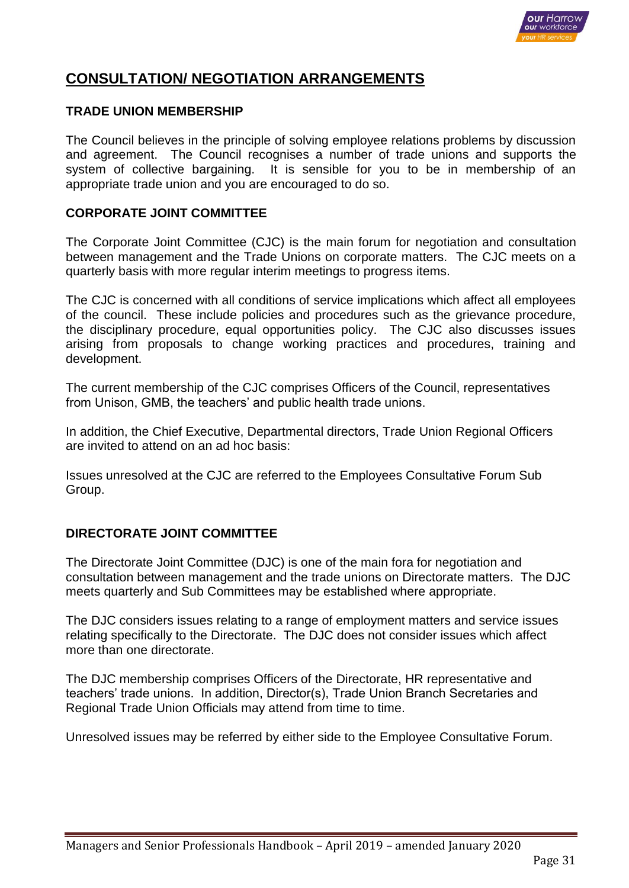# CONSULTATION/ NEGOTIATION ARRANGEMENTS

## TRADE UNION MEMBERSHIP

The Council believes in the principle of solving employee relations problems by discussion and agreement. The Council recognises a number of trade unions and supports the system of collective bargaining. It is sensible for you to be in membership of an appropriate trade union and you are encouraged to do so.

## CORPORATE JOINT COMMITTEE

The Corporate Joint Committee (CJC) is the main forum for negotiation and consultation between management and the Trade Unions on corporate matters. The CJC meets on a quarterly basis with more regular interim meetings to progress items.

The CJC is concerned with all conditions of service implications which affect all employees of the council. These include policies and procedures such as the grievance procedure, the disciplinary procedure, equal opportunities policy. The CJC also discusses issues arising from proposals to change working practices and procedures, training and development.

The current membership of the CJC comprises Officers of the Council, representatives from Unison, GMB, the teachers' and public health trade unions.

In addition, the Chief Executive, Departmental directors, Trade Union Regional Officers are invited to attend on an ad hoc basis:

Issues unresolved at the CJC are referred to the Employees Consultative Forum Sub Group.

## DIRECTORATE JOINT COMMITTEE

The Directorate Joint Committee (DJC) is one of the main fora for negotiation and consultation between management and the trade unions on Directorate matters. The DJC meets quarterly and Sub Committees may be established where appropriate.

The DJC considers issues relating to a range of employment matters and service issues relating specifically to the Directorate. The DJC does not consider issues which affect more than one directorate.

The DJC membership comprises Officers of the Directorate, HR representative and teachers' trade unions. In addition, Director(s), Trade Union Branch Secretaries and Regional Trade Union Officials may attend from time to time.

Unresolved issues may be referred by either side to the Employee Consultative Forum.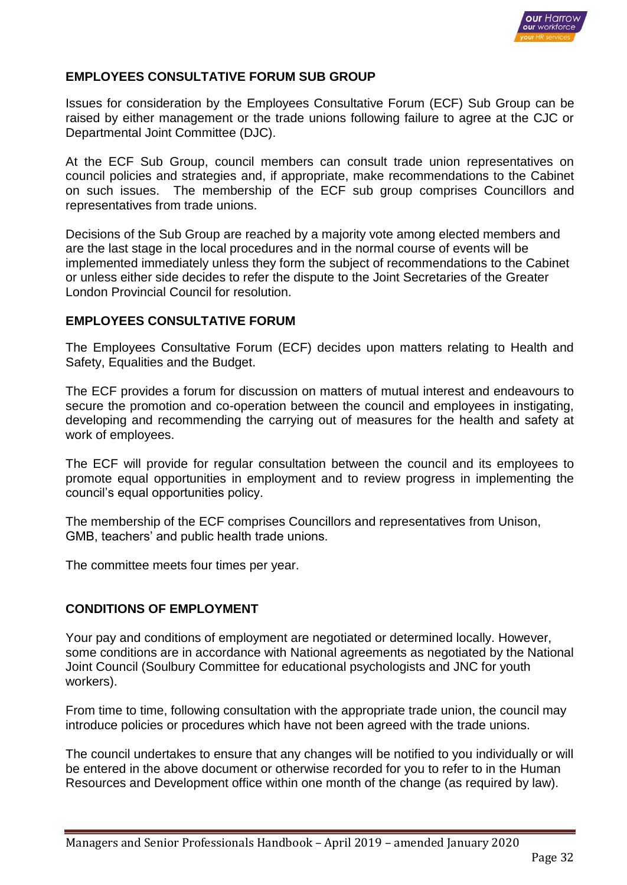## EMPLOYEES CONSULTATIVE FORUM SUB GROUP

Issues for consideration by the Employees Consultative Forum (ECF) Sub Group can be raised by either management or the trade unions following failure to agree at the CJC or Departmental Joint Committee (DJC).

At the ECF Sub Group, council members can consult trade union representatives on council policies and strategies and, if appropriate, make recommendations to the Cabinet on such issues. The membership of the ECF sub group comprises Councillors and representatives from trade unions.

Decisions of the Sub Group are reached by a majority vote among elected members and are the last stage in the local procedures and in the normal course of events will be implemented immediately unless they form the subject of recommendations to the Cabinet or unless either side decides to refer the dispute to the Joint Secretaries of the Greater London Provincial Council for resolution.

## EMPLOYEES CONSULTATIVE FORUM

The Employees Consultative Forum (ECF) decides upon matters relating to Health and Safety, Equalities and the Budget.

The ECF provides a forum for discussion on matters of mutual interest and endeavours to secure the promotion and co-operation between the council and employees in instigating, developing and recommending the carrying out of measures for the health and safety at work of employees.

The ECF will provide for regular consultation between the council and its employees to promote equal opportunities in employment and to review progress in implementing the council's equal opportunities policy.

The membership of the ECF comprises Councillors and representatives from Unison, GMB, teachers' and public health trade unions.

The committee meets four times per year.

## CONDITIONS OF EMPLOYMENT

Your pay and conditions of employment are negotiated or determined locally. However, some conditions are in accordance with National agreements as negotiated by the National Joint Council (Soulbury Committee for educational psychologists and JNC for youth workers).

From time to time, following consultation with the appropriate trade union, the council may introduce policies or procedures which have not been agreed with the trade unions.

The council undertakes to ensure that any changes will be notified to you individually or will be entered in the above document or otherwise recorded for you to refer to in the Human Resources and Development office within one month of the change (as required by law).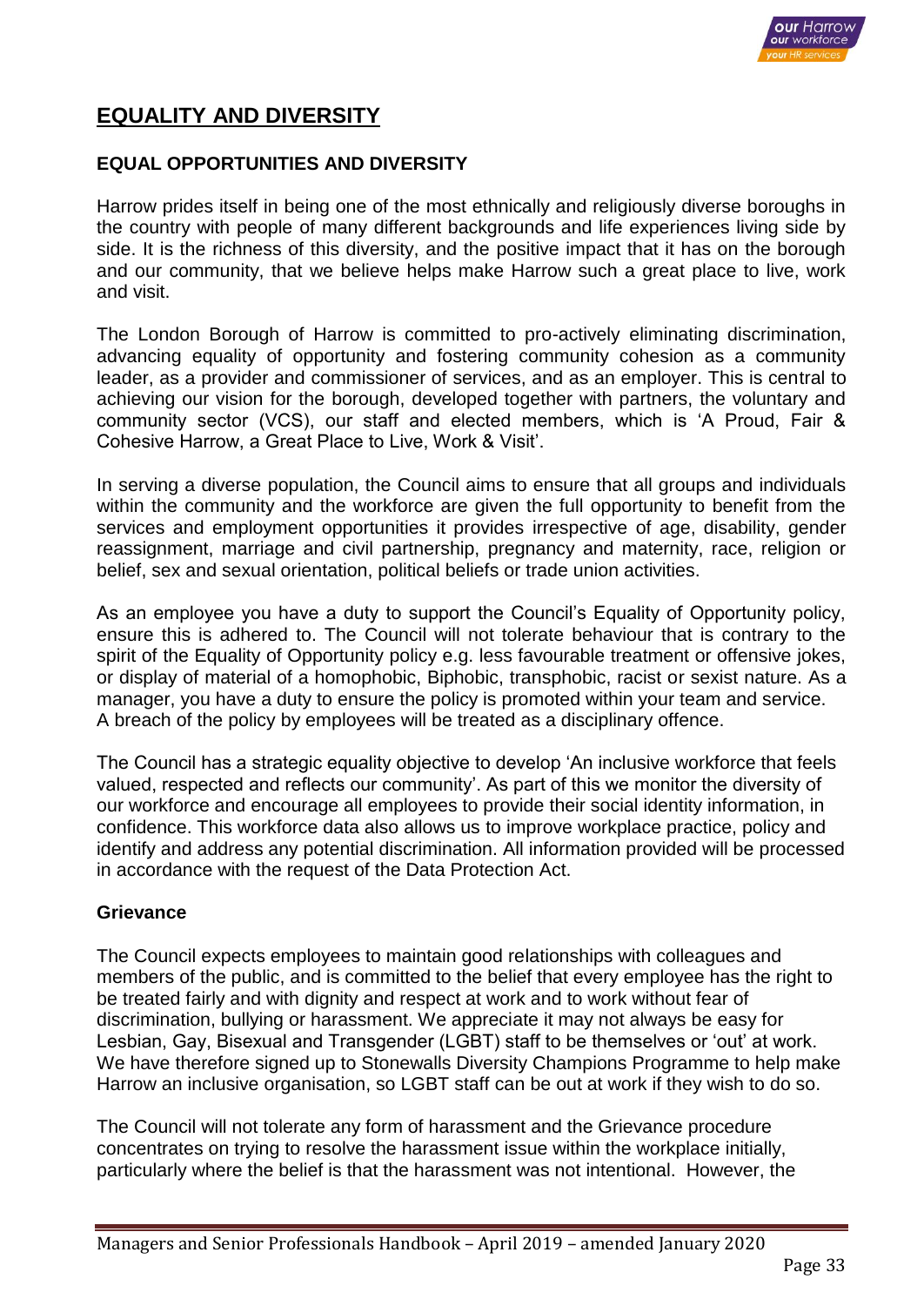# EQUALITY AND DIVERSITY

## EQUAL OPPORTUNITIES AND DIVERSITY

Harrow prides itself in being one of the most ethnically and religiously diverse boroughs in the country with people of many different backgrounds and life experiences living side by side. It is the richness of this diversity, and the positive impact that it has on the borough and our community, that we believe helps make Harrow such a great place to live, work and visit.

The London Borough of Harrow is committed to pro-actively eliminating discrimination, advancing equality of opportunity and fostering community cohesion as a community leader, as a provider and commissioner of services, and as an employer. This is central to achieving our vision for the borough, developed together with partners, the voluntary and community sector (VCS), our staff and elected members, which is 'A Proud, Fair & Cohesive Harrow, a Great Place to Live, Work & Visit'.

In serving a diverse population, the Council aims to ensure that all groups and individuals within the community and the workforce are given the full opportunity to benefit from the services and employment opportunities it provides irrespective of age, disability, gender reassignment, marriage and civil partnership, pregnancy and maternity, race, religion or belief, sex and sexual orientation, political beliefs or trade union activities.

As an employee you have a duty to support the Council's Equality of Opportunity policy, ensure this is adhered to. The Council will not tolerate behaviour that is contrary to the spirit of the Equality of Opportunity policy e.g. less favourable treatment or offensive jokes, or display of material of a homophobic, Biphobic, transphobic, racist or sexist nature. As a manager, you have a duty to ensure the policy is promoted within your team and service. A breach of the policy by employees will be treated as a disciplinary offence.

The Council has a strategic equality objective to develop 'An inclusive workforce that feels valued, respected and reflects our community'. As part of this we monitor the diversity of our workforce and encourage all employees to provide their social identity information, in confidence. This workforce data also allows us to improve workplace practice, policy and identify and address any potential discrimination. All information provided will be processed in accordance with the request of the Data Protection Act.

### Grievance

The Council expects employees to maintain good relationships with colleagues and members of the public, and is committed to the belief that every employee has the right to be treated fairly and with dignity and respect at work and to work without fear of discrimination, bullying or harassment. We appreciate it may not always be easy for Lesbian, Gay, Bisexual and Transgender (LGBT) staff to be themselves or 'out' at work. We have therefore signed up to Stonewalls Diversity Champions Programme to help make Harrow an inclusive organisation, so LGBT staff can be out at work if they wish to do so.

The Council will not tolerate any form of harassment and the Grievance procedure concentrates on trying to resolve the harassment issue within the workplace initially, particularly where the belief is that the harassment was not intentional. However, the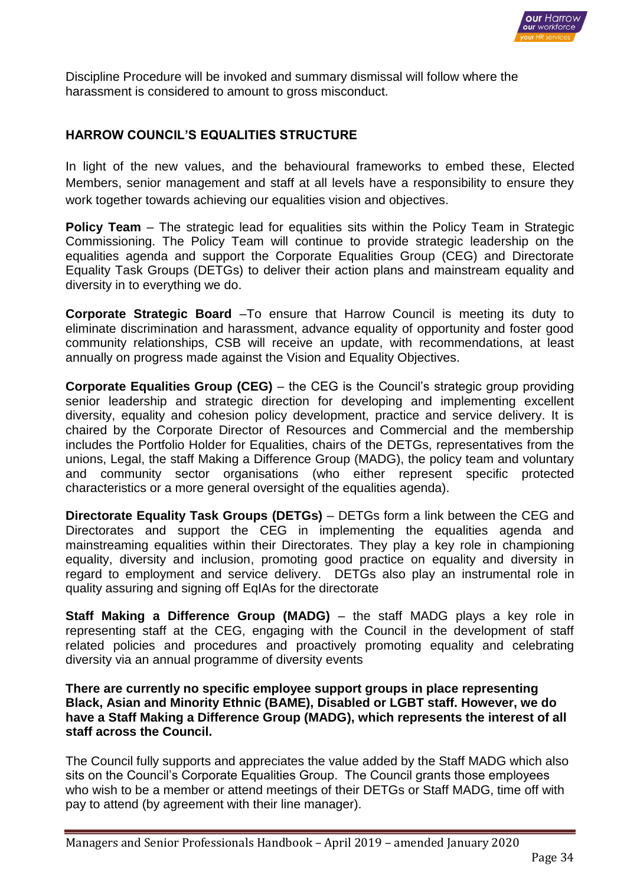Discipline Procedure will be invoked and summary dismissal will follow where the harassment is considered to amount to gross misconduct.

## HARROW COUNCIL'S EQUALITIES STRUCTURE

In light of the new values, and the behavioural frameworks to embed these, Elected Members, senior management and staff at all levels have a responsibility to ensure they work together towards achieving our equalities vision and objectives.

**Policy Team** – The strategic lead for equalities sits within the Policy Team in Strategic Commissioning. The Policy Team will continue to provide strategic leadership on the equalities agenda and support the Corporate Equalities Group (CEG) and Directorate Equality Task Groups (DETGs) to deliver their action plans and mainstream equality and diversity in to everything we do.

**Corporate Strategic Board** –To ensure that Harrow Council is meeting its duty to eliminate discrimination and harassment, advance equality of opportunity and foster good community relationships, CSB will receive an update, with recommendations, at least annually on progress made against the Vision and Equality Objectives.

**Corporate Equalities Group (CEG)** – the CEG is the Council's strategic group providing senior leadership and strategic direction for developing and implementing excellent diversity, equality and cohesion policy development, practice and service delivery. It is chaired by the Corporate Director of Resources and Commercial and the membership includes the Portfolio Holder for Equalities, chairs of the DETGs, representatives from the unions, Legal, the staff Making a Difference Group (MADG), the policy team and voluntary and community sector organisations (who either represent specific protected characteristics or a more general oversight of the equalities agenda).

**Directorate Equality Task Groups (DETGs)** – DETGs form a link between the CEG and Directorates and support the CEG in implementing the equalities agenda and mainstreaming equalities within their Directorates. They play a key role in championing equality, diversity and inclusion, promoting good practice on equality and diversity in regard to employment and service delivery. DETGs also play an instrumental role in quality assuring and signing off EqIAs for the directorate

**Staff Making a Difference Group (MADG)** – the staff MADG plays a key role in representing staff at the CEG, engaging with the Council in the development of staff related policies and procedures and proactively promoting equality and celebrating diversity via an annual programme of diversity events

**There are currently no specific employee support groups in place representing Black, Asian and Minority Ethnic (BAME), Disabled or LGBT staff. However, we do have a Staff Making a Difference Group (MADG), which represents the interest of all staff across the Council.**

The Council fully supports and appreciates the value added by the Staff MADG which also sits on the Council's Corporate Equalities Group. The Council grants those employees who wish to be a member or attend meetings of their DETGs or Staff MADG, time off with pay to attend (by agreement with their line manager).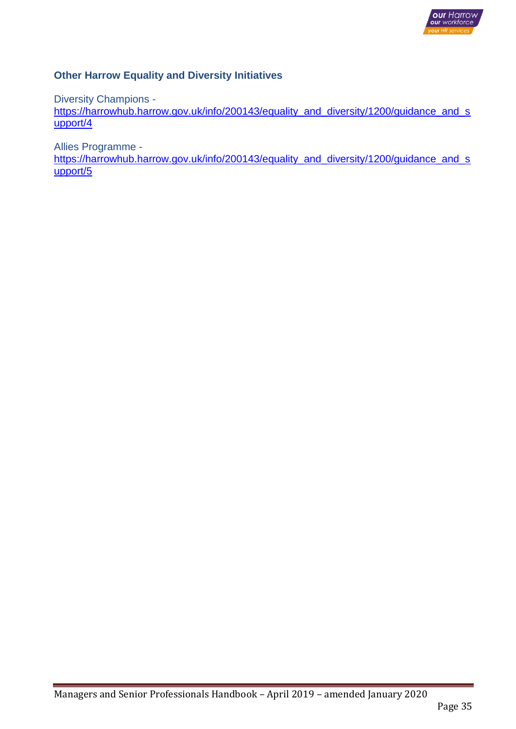### Other Harrow Equality and Diversity Initiatives

Diversity Champions - https://harrowhub.harrow.gov.uk/info/200143/equality_and_diversity/1200/guidance_and_support/4

Allies Programme - https://harrowhub.harrow.gov.uk/info/200143/equality_and_diversity/1200/guidance_and_support/5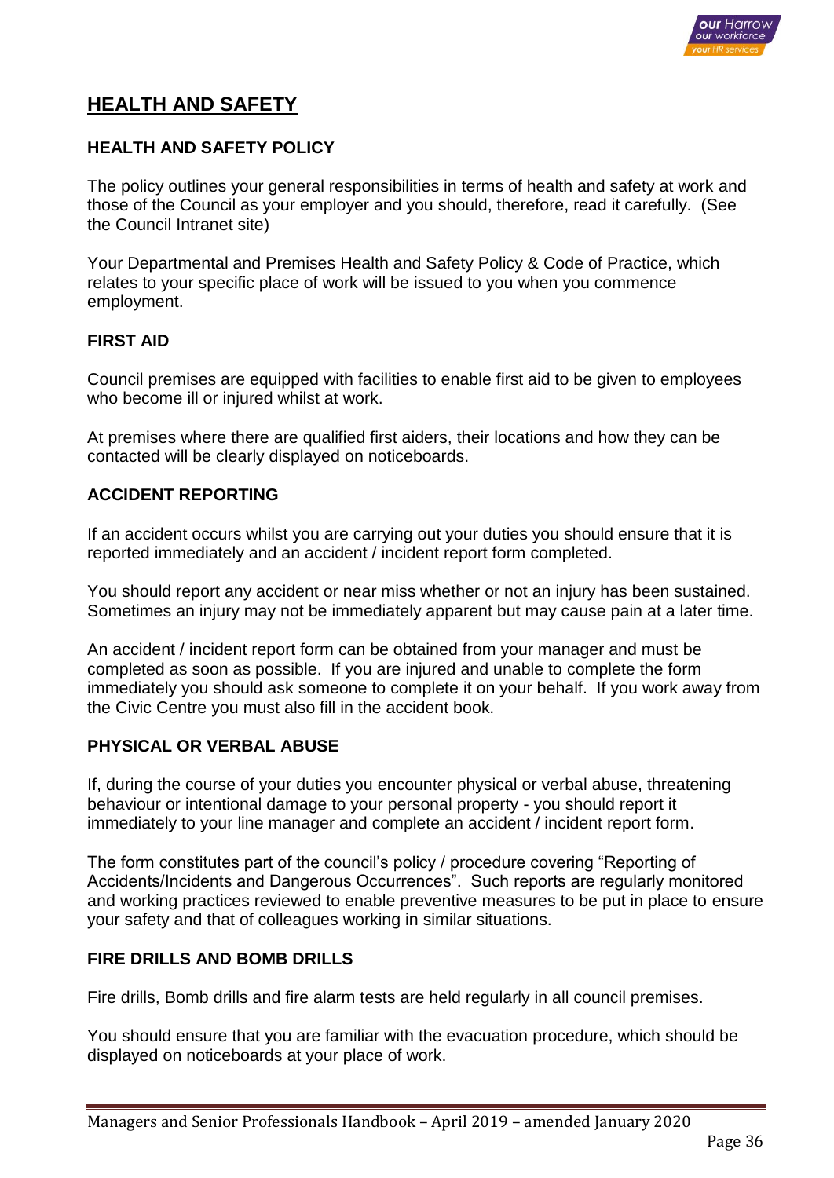# HEALTH AND SAFETY

## HEALTH AND SAFETY POLICY

The policy outlines your general responsibilities in terms of health and safety at work and those of the Council as your employer and you should, therefore, read it carefully. (See the Council Intranet site)

Your Departmental and Premises Health and Safety Policy & Code of Practice, which relates to your specific place of work will be issued to you when you commence employment.

## FIRST AID

Council premises are equipped with facilities to enable first aid to be given to employees who become ill or injured whilst at work.

At premises where there are qualified first aiders, their locations and how they can be contacted will be clearly displayed on noticeboards.

## ACCIDENT REPORTING

If an accident occurs whilst you are carrying out your duties you should ensure that it is reported immediately and an accident / incident report form completed.

You should report any accident or near miss whether or not an injury has been sustained. Sometimes an injury may not be immediately apparent but may cause pain at a later time.

An accident / incident report form can be obtained from your manager and must be completed as soon as possible. If you are injured and unable to complete the form immediately you should ask someone to complete it on your behalf. If you work away from the Civic Centre you must also fill in the accident book.

## PHYSICAL OR VERBAL ABUSE

If, during the course of your duties you encounter physical or verbal abuse, threatening behaviour or intentional damage to your personal property - you should report it immediately to your line manager and complete an accident / incident report form.

The form constitutes part of the council's policy / procedure covering "Reporting of Accidents/Incidents and Dangerous Occurrences". Such reports are regularly monitored and working practices reviewed to enable preventive measures to be put in place to ensure your safety and that of colleagues working in similar situations.

## FIRE DRILLS AND BOMB DRILLS

Fire drills, Bomb drills and fire alarm tests are held regularly in all council premises.

You should ensure that you are familiar with the evacuation procedure, which should be displayed on noticeboards at your place of work.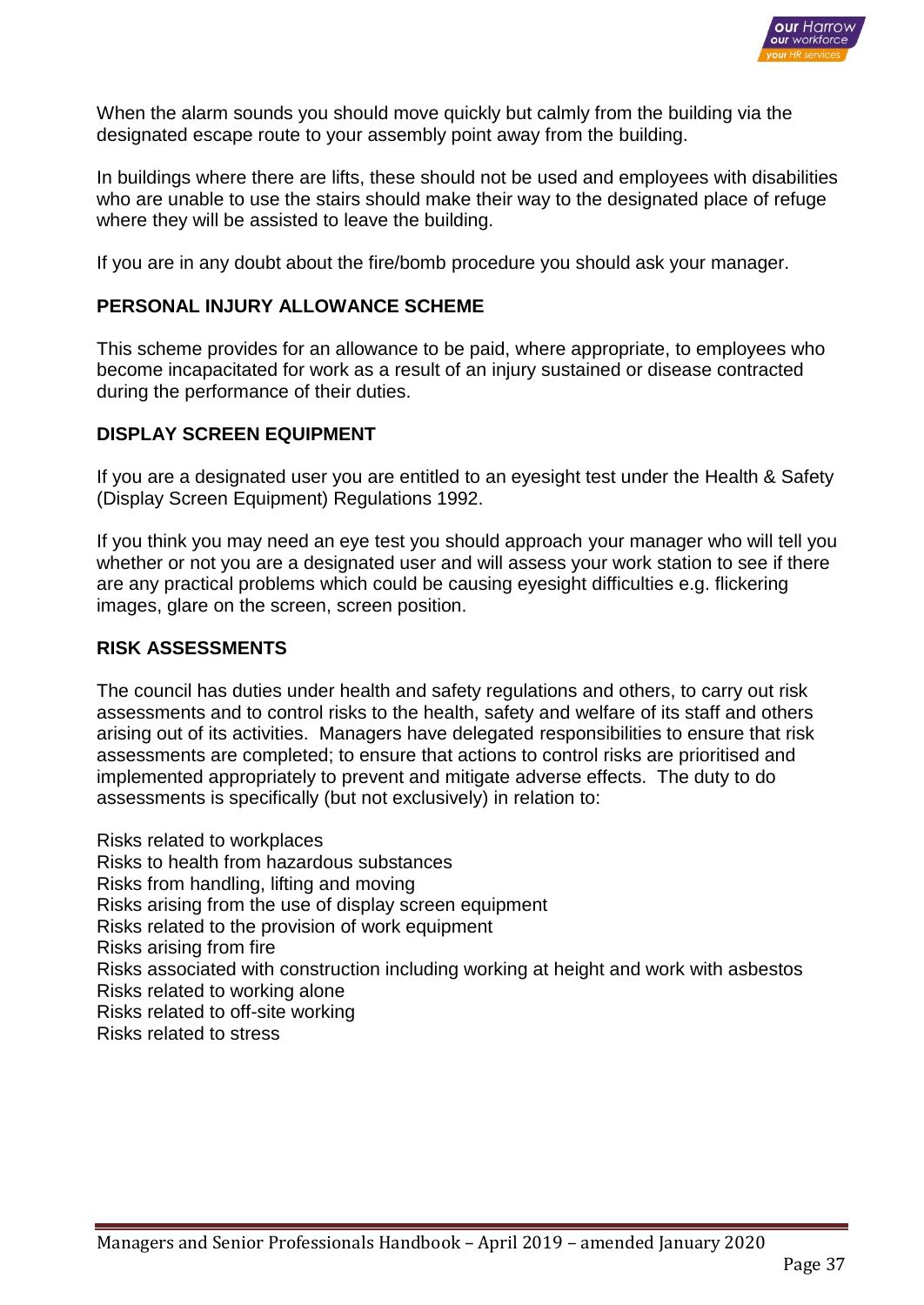When the alarm sounds you should move quickly but calmly from the building via the designated escape route to your assembly point away from the building.

In buildings where there are lifts, these should not be used and employees with disabilities who are unable to use the stairs should make their way to the designated place of refuge where they will be assisted to leave the building.

If you are in any doubt about the fire/bomb procedure you should ask your manager.

## PERSONAL INJURY ALLOWANCE SCHEME

This scheme provides for an allowance to be paid, where appropriate, to employees who become incapacitated for work as a result of an injury sustained or disease contracted during the performance of their duties.

## DISPLAY SCREEN EQUIPMENT

If you are a designated user you are entitled to an eyesight test under the Health & Safety (Display Screen Equipment) Regulations 1992.

If you think you may need an eye test you should approach your manager who will tell you whether or not you are a designated user and will assess your work station to see if there are any practical problems which could be causing eyesight difficulties e.g. flickering images, glare on the screen, screen position.

## RISK ASSESSMENTS

The council has duties under health and safety regulations and others, to carry out risk assessments and to control risks to the health, safety and welfare of its staff and others arising out of its activities. Managers have delegated responsibilities to ensure that risk assessments are completed; to ensure that actions to control risks are prioritised and implemented appropriately to prevent and mitigate adverse effects. The duty to do assessments is specifically (but not exclusively) in relation to:

Risks related to workplaces
Risks to health from hazardous substances
Risks from handling, lifting and moving
Risks arising from the use of display screen equipment
Risks related to the provision of work equipment
Risks arising from fire
Risks associated with construction including working at height and work with asbestos
Risks related to working alone
Risks related to off-site working
Risks related to stress